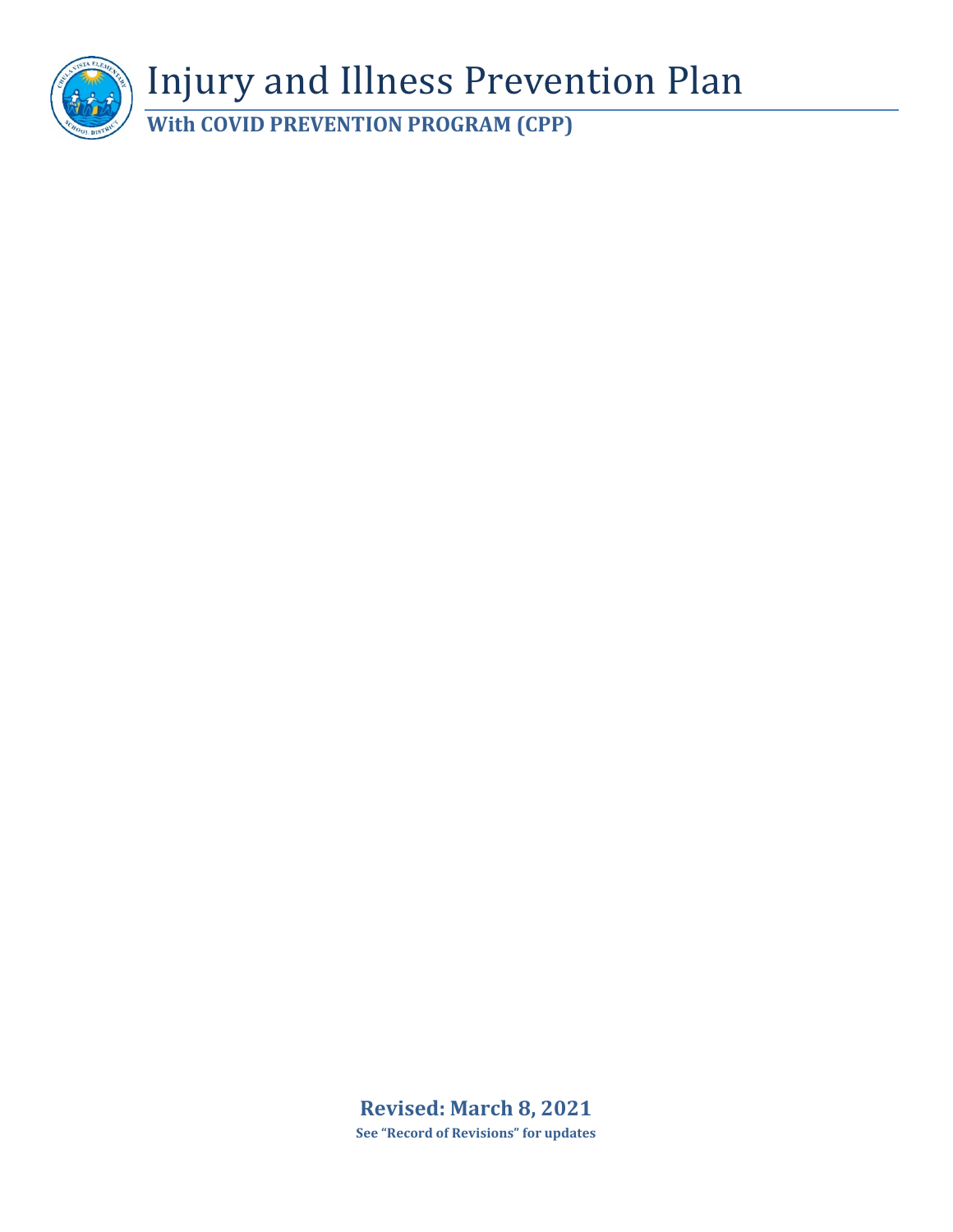# Injury and Illness Prevention Plan

**With COVID PREVENTION PROGRAM (CPP)**

**Revised: March 8, 2021**

**See "Record of Revisions" for updates**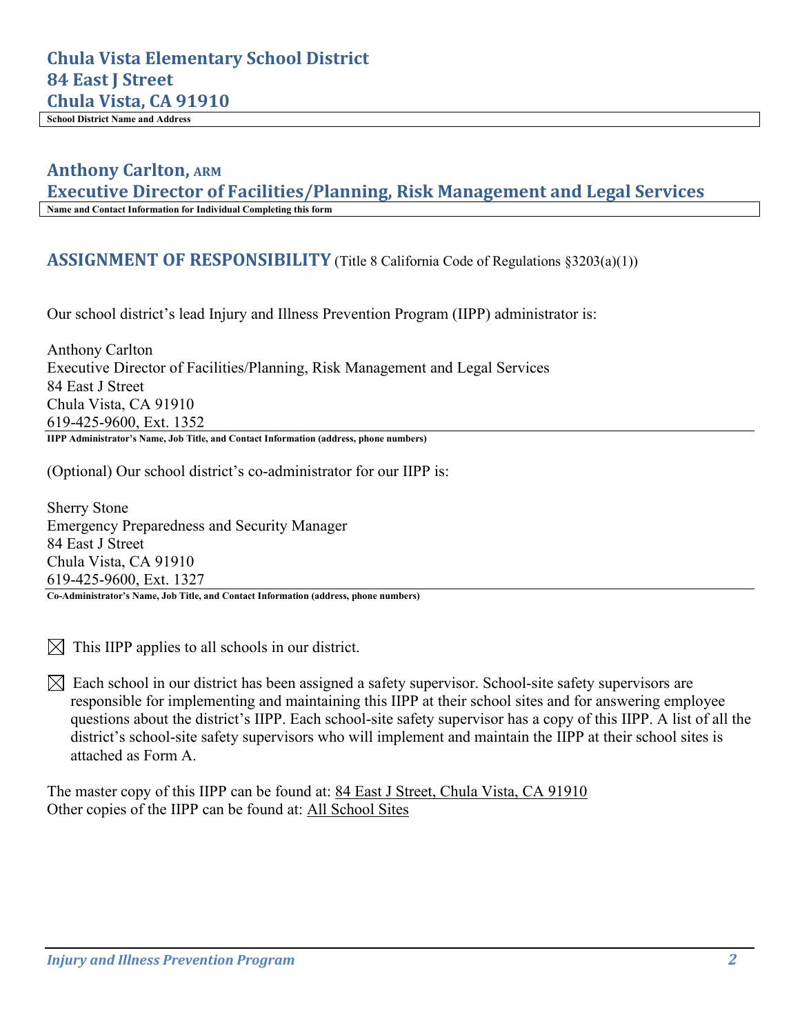**Chula Vista Elementary School District**
**84 East J Street**
**Chula Vista, CA 91910**

**School District Name and Address**

**Anthony Carlton, ARM**
**Executive Director of Facilities/Planning, Risk Management and Legal Services**

**Name and Contact Information for Individual Completing this form**

## ASSIGNMENT OF RESPONSIBILITY (Title 8 California Code of Regulations §3203(a)(1))

Our school district's lead Injury and Illness Prevention Program (IIPP) administrator is:

Anthony Carlton
Executive Director of Facilities/Planning, Risk Management and Legal Services
84 East J Street
Chula Vista, CA 91910
619-425-9600, Ext. 1352

**IIPP Administrator's Name, Job Title, and Contact Information (address, phone numbers)**

(Optional) Our school district's co-administrator for our IIPP is:

Sherry Stone
Emergency Preparedness and Security Manager
84 East J Street
Chula Vista, CA 91910
619-425-9600, Ext. 1327

**Co-Administrator's Name, Job Title, and Contact Information (address, phone numbers)**

☒ This IIPP applies to all schools in our district.

☒ Each school in our district has been assigned a safety supervisor. School-site safety supervisors are responsible for implementing and maintaining this IIPP at their school sites and for answering employee questions about the district's IIPP. Each school-site safety supervisor has a copy of this IIPP. A list of all the district's school-site safety supervisors who will implement and maintain the IIPP at their school sites is attached as Form A.

The master copy of this IIPP can be found at: 84 East J Street, Chula Vista, CA 91910
Other copies of the IIPP can be found at: All School Sites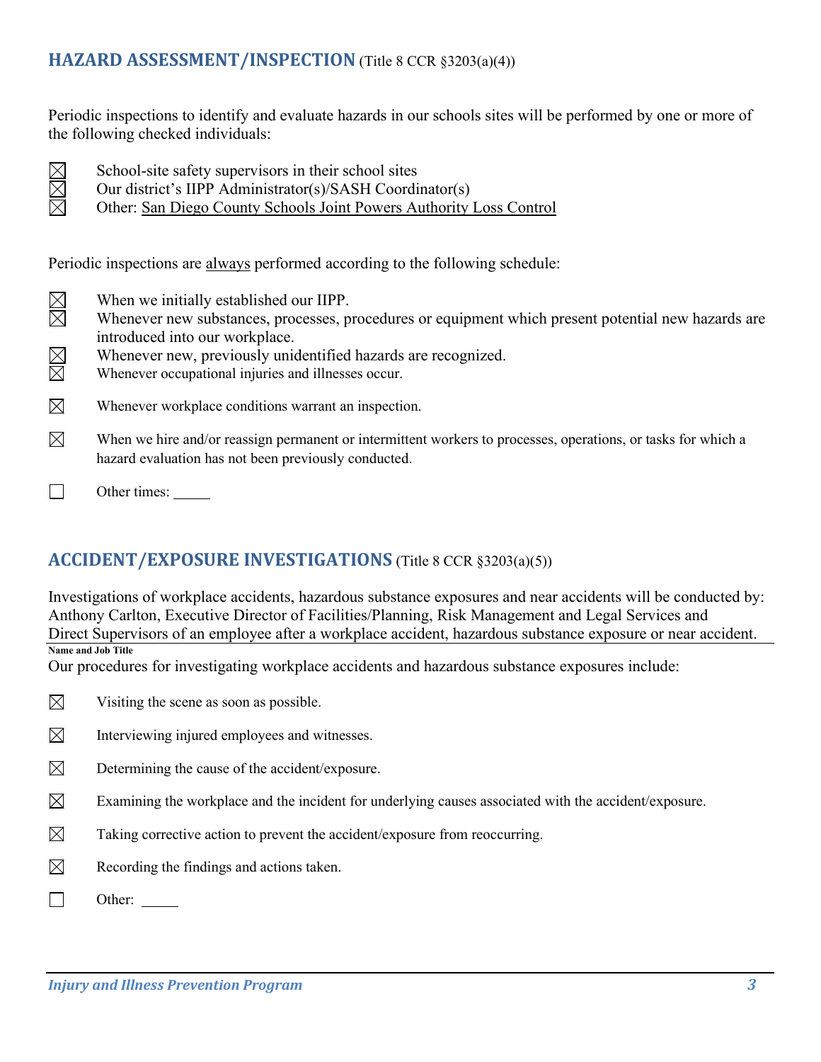## HAZARD ASSESSMENT/INSPECTION (Title 8 CCR §3203(a)(4))

Periodic inspections to identify and evaluate hazards in our schools sites will be performed by one or more of the following checked individuals:

- ☒ School-site safety supervisors in their school sites
- ☒ Our district's IIPP Administrator(s)/SASH Coordinator(s)
- ☒ Other: San Diego County Schools Joint Powers Authority Loss Control

Periodic inspections are always performed according to the following schedule:

- ☒ When we initially established our IIPP.
- ☒ Whenever new substances, processes, procedures or equipment which present potential new hazards are introduced into our workplace.
- ☒ Whenever new, previously unidentified hazards are recognized.
- ☒ Whenever occupational injuries and illnesses occur.
- ☒ Whenever workplace conditions warrant an inspection.
- ☒ When we hire and/or reassign permanent or intermittent workers to processes, operations, or tasks for which a hazard evaluation has not been previously conducted.
- ☐ Other times: _____

## ACCIDENT/EXPOSURE INVESTIGATIONS (Title 8 CCR §3203(a)(5))

Investigations of workplace accidents, hazardous substance exposures and near accidents will be conducted by: Anthony Carlton, Executive Director of Facilities/Planning, Risk Management and Legal Services and Direct Supervisors of an employee after a workplace accident, hazardous substance exposure or near accident.

**Name and Job Title**

Our procedures for investigating workplace accidents and hazardous substance exposures include:

- ☒ Visiting the scene as soon as possible.
- ☒ Interviewing injured employees and witnesses.
- ☒ Determining the cause of the accident/exposure.
- ☒ Examining the workplace and the incident for underlying causes associated with the accident/exposure.
- ☒ Taking corrective action to prevent the accident/exposure from reoccurring.
- ☒ Recording the findings and actions taken.
- ☐ Other: _____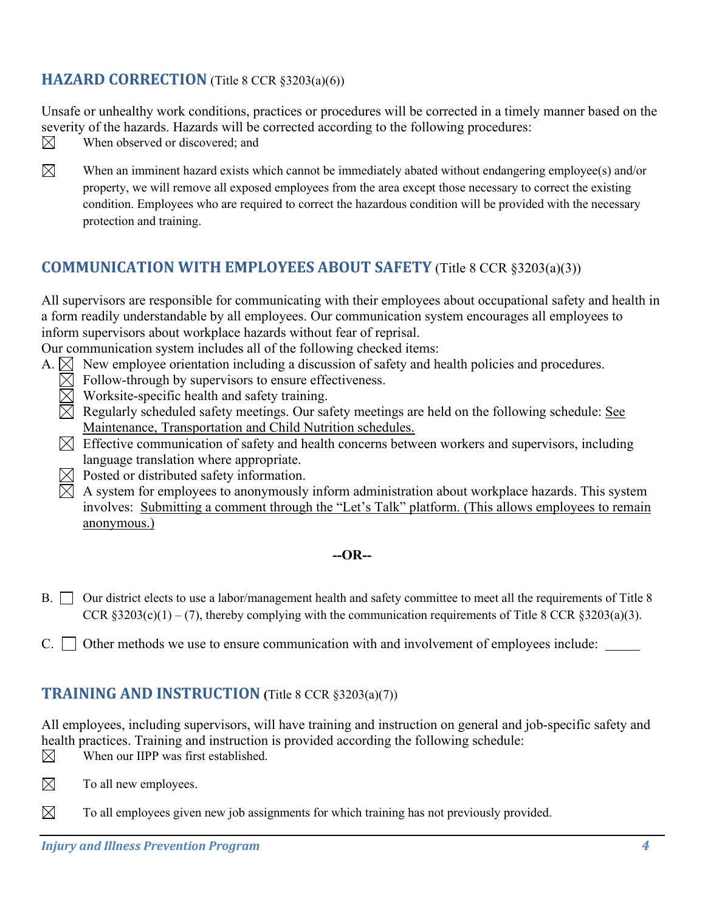## HAZARD CORRECTION (Title 8 CCR §3203(a)(6))

Unsafe or unhealthy work conditions, practices or procedures will be corrected in a timely manner based on the severity of the hazards. Hazards will be corrected according to the following procedures:

☒ When observed or discovered; and

☒ When an imminent hazard exists which cannot be immediately abated without endangering employee(s) and/or property, we will remove all exposed employees from the area except those necessary to correct the existing condition. Employees who are required to correct the hazardous condition will be provided with the necessary protection and training.

## COMMUNICATION WITH EMPLOYEES ABOUT SAFETY (Title 8 CCR §3203(a)(3))

All supervisors are responsible for communicating with their employees about occupational safety and health in a form readily understandable by all employees. Our communication system encourages all employees to inform supervisors about workplace hazards without fear of reprisal.

Our communication system includes all of the following checked items:

A. ☒ New employee orientation including a discussion of safety and health policies and procedures.
   ☒ Follow-through by supervisors to ensure effectiveness.
   ☒ Worksite-specific health and safety training.
   ☒ Regularly scheduled safety meetings. Our safety meetings are held on the following schedule: <u>See Maintenance, Transportation and Child Nutrition schedules.</u>
   ☒ Effective communication of safety and health concerns between workers and supervisors, including language translation where appropriate.
   ☒ Posted or distributed safety information.
   ☒ A system for employees to anonymously inform administration about workplace hazards. This system involves: <u>Submitting a comment through the "Let's Talk" platform. (This allows employees to remain anonymous.)</u>

**--OR--**

B. ☐ Our district elects to use a labor/management health and safety committee to meet all the requirements of Title 8 CCR §3203(c)(1) – (7), thereby complying with the communication requirements of Title 8 CCR §3203(a)(3).

C. ☐ Other methods we use to ensure communication with and involvement of employees include: \_\_\_\_\_

## TRAINING AND INSTRUCTION (Title 8 CCR §3203(a)(7))

All employees, including supervisors, will have training and instruction on general and job-specific safety and health practices. Training and instruction is provided according the following schedule:

☒ When our IIPP was first established.

☒ To all new employees.

☒ To all employees given new job assignments for which training has not previously provided.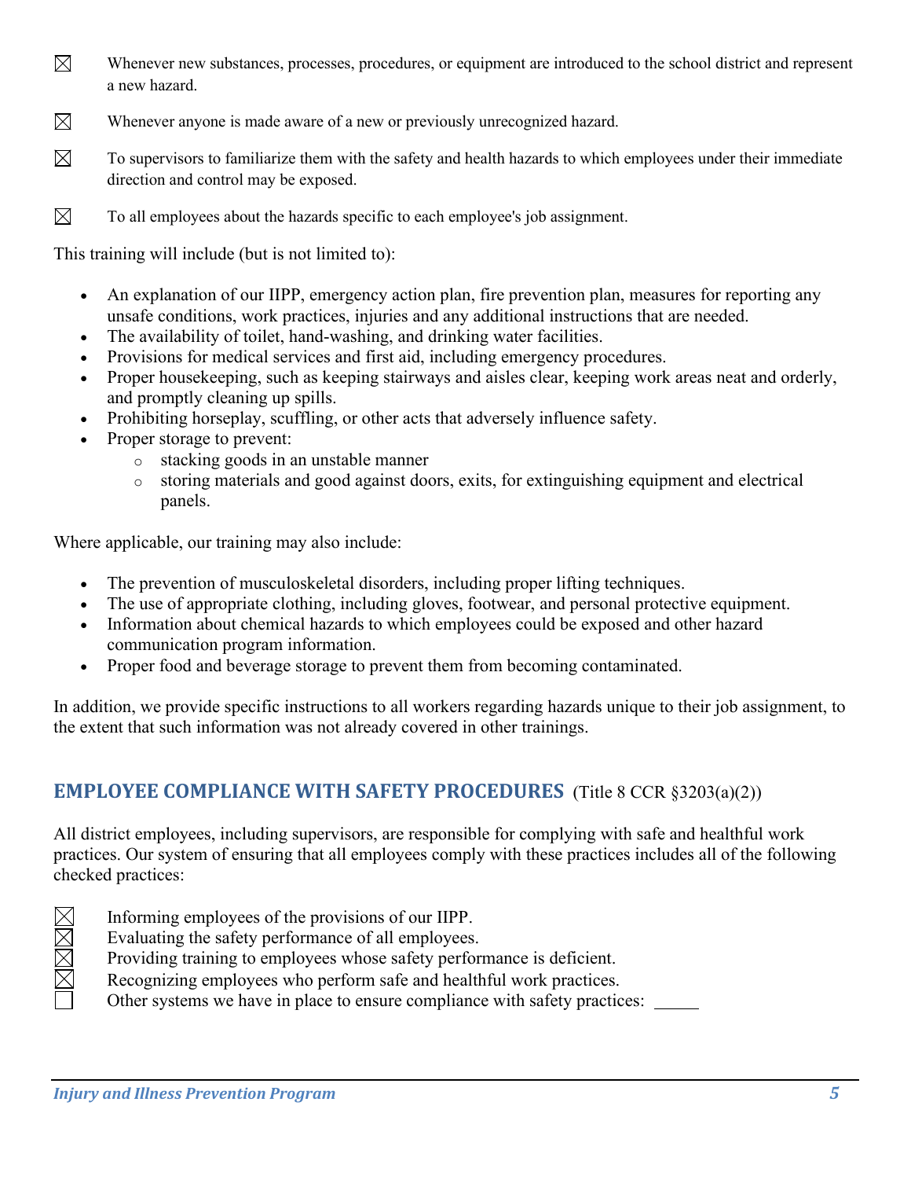☒ Whenever new substances, processes, procedures, or equipment are introduced to the school district and represent a new hazard.

☒ Whenever anyone is made aware of a new or previously unrecognized hazard.

☒ To supervisors to familiarize them with the safety and health hazards to which employees under their immediate direction and control may be exposed.

☒ To all employees about the hazards specific to each employee's job assignment.

This training will include (but is not limited to):

- An explanation of our IIPP, emergency action plan, fire prevention plan, measures for reporting any unsafe conditions, work practices, injuries and any additional instructions that are needed.
- The availability of toilet, hand-washing, and drinking water facilities.
- Provisions for medical services and first aid, including emergency procedures.
- Proper housekeeping, such as keeping stairways and aisles clear, keeping work areas neat and orderly, and promptly cleaning up spills.
- Prohibiting horseplay, scuffling, or other acts that adversely influence safety.
- Proper storage to prevent:
  - stacking goods in an unstable manner
  - storing materials and good against doors, exits, for extinguishing equipment and electrical panels.

Where applicable, our training may also include:

- The prevention of musculoskeletal disorders, including proper lifting techniques.
- The use of appropriate clothing, including gloves, footwear, and personal protective equipment.
- Information about chemical hazards to which employees could be exposed and other hazard communication program information.
- Proper food and beverage storage to prevent them from becoming contaminated.

In addition, we provide specific instructions to all workers regarding hazards unique to their job assignment, to the extent that such information was not already covered in other trainings.

## EMPLOYEE COMPLIANCE WITH SAFETY PROCEDURES (Title 8 CCR §3203(a)(2))

All district employees, including supervisors, are responsible for complying with safe and healthful work practices. Our system of ensuring that all employees comply with these practices includes all of the following checked practices:

☒ Informing employees of the provisions of our IIPP.
☒ Evaluating the safety performance of all employees.
☒ Providing training to employees whose safety performance is deficient.
☒ Recognizing employees who perform safe and healthful work practices.
☐ Other systems we have in place to ensure compliance with safety practices: _____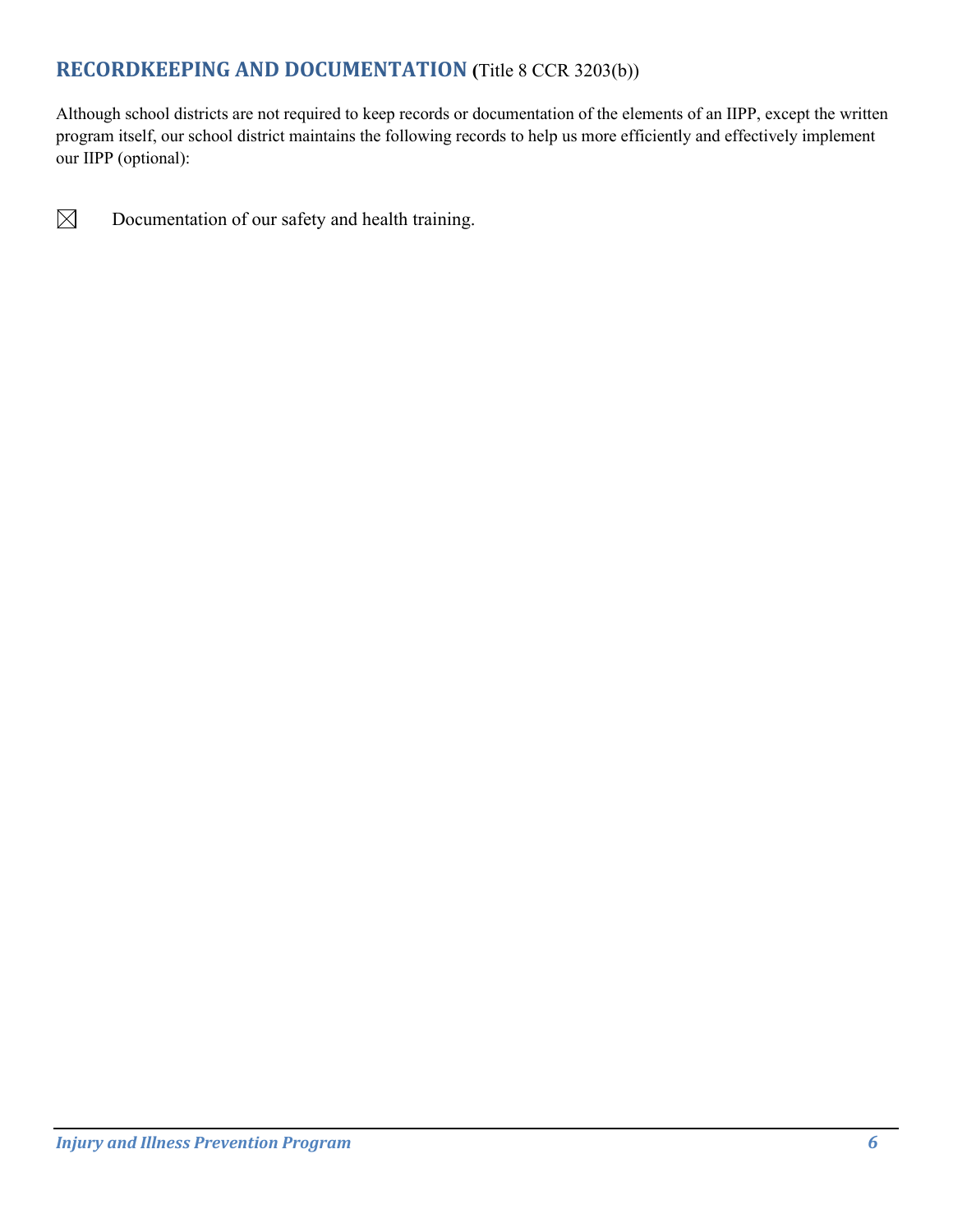## RECORDKEEPING AND DOCUMENTATION (Title 8 CCR 3203(b))

Although school districts are not required to keep records or documentation of the elements of an IIPP, except the written program itself, our school district maintains the following records to help us more efficiently and effectively implement our IIPP (optional):

☒ Documentation of our safety and health training.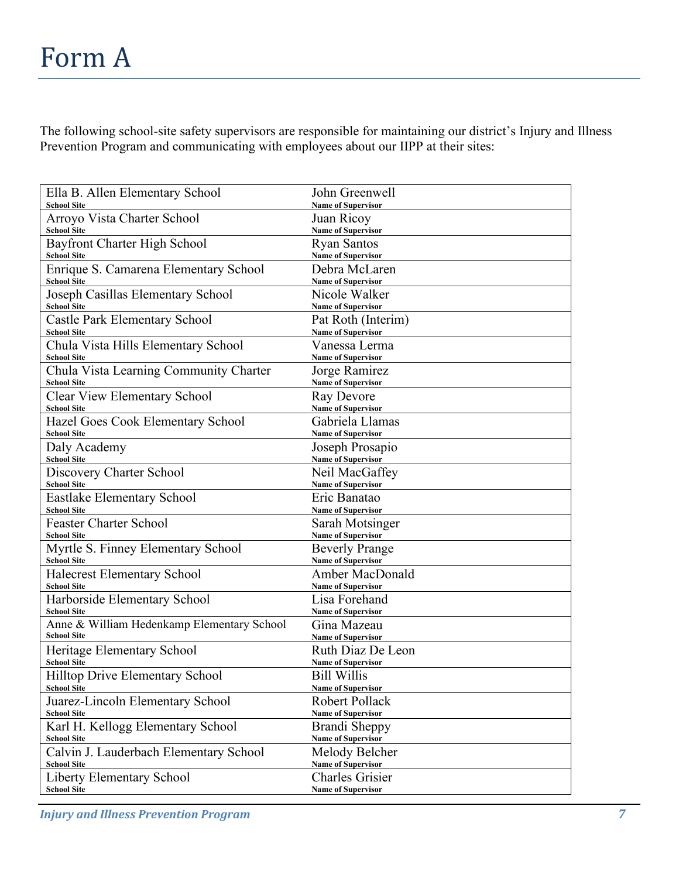# Form A

The following school-site safety supervisors are responsible for maintaining our district's Injury and Illness Prevention Program and communicating with employees about our IIPP at their sites:

| School Site | Name of Supervisor |
|---|---|
| Ella B. Allen Elementary School | John Greenwell |
| Arroyo Vista Charter School | Juan Ricoy |
| Bayfront Charter High School | Ryan Santos |
| Enrique S. Camarena Elementary School | Debra McLaren |
| Joseph Casillas Elementary School | Nicole Walker |
| Castle Park Elementary School | Pat Roth (Interim) |
| Chula Vista Hills Elementary School | Vanessa Lerma |
| Chula Vista Learning Community Charter | Jorge Ramirez |
| Clear View Elementary School | Ray Devore |
| Hazel Goes Cook Elementary School | Gabriela Llamas |
| Daly Academy | Joseph Prosapio |
| Discovery Charter School | Neil MacGaffey |
| Eastlake Elementary School | Eric Banatao |
| Feaster Charter School | Sarah Motsinger |
| Myrtle S. Finney Elementary School | Beverly Prange |
| Halecrest Elementary School | Amber MacDonald |
| Harborside Elementary School | Lisa Forehand |
| Anne & William Hedenkamp Elementary School | Gina Mazeau |
| Heritage Elementary School | Ruth Diaz De Leon |
| Hilltop Drive Elementary School | Bill Willis |
| Juarez-Lincoln Elementary School | Robert Pollack |
| Karl H. Kellogg Elementary School | Brandi Sheppy |
| Calvin J. Lauderbach Elementary School | Melody Belcher |
| Liberty Elementary School | Charles Grisier |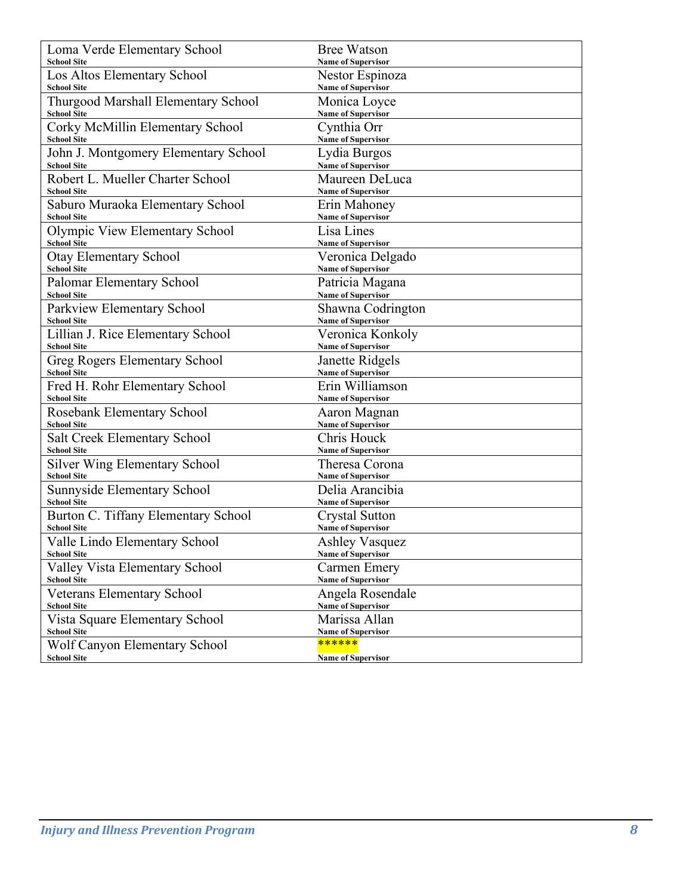| School Site | Name of Supervisor |
|---|---|
| Loma Verde Elementary School | Bree Watson |
| Los Altos Elementary School | Nestor Espinoza |
| Thurgood Marshall Elementary School | Monica Loyce |
| Corky McMillin Elementary School | Cynthia Orr |
| John J. Montgomery Elementary School | Lydia Burgos |
| Robert L. Mueller Charter School | Maureen DeLuca |
| Saburo Muraoka Elementary School | Erin Mahoney |
| Olympic View Elementary School | Lisa Lines |
| Otay Elementary School | Veronica Delgado |
| Palomar Elementary School | Patricia Magana |
| Parkview Elementary School | Shawna Codrington |
| Lillian J. Rice Elementary School | Veronica Konkoly |
| Greg Rogers Elementary School | Janette Ridgels |
| Fred H. Rohr Elementary School | Erin Williamson |
| Rosebank Elementary School | Aaron Magnan |
| Salt Creek Elementary School | Chris Houck |
| Silver Wing Elementary School | Theresa Corona |
| Sunnyside Elementary School | Delia Arancibia |
| Burton C. Tiffany Elementary School | Crystal Sutton |
| Valle Lindo Elementary School | Ashley Vasquez |
| Valley Vista Elementary School | Carmen Emery |
| Veterans Elementary School | Angela Rosendale |
| Vista Square Elementary School | Marissa Allan |
| Wolf Canyon Elementary School | ****** |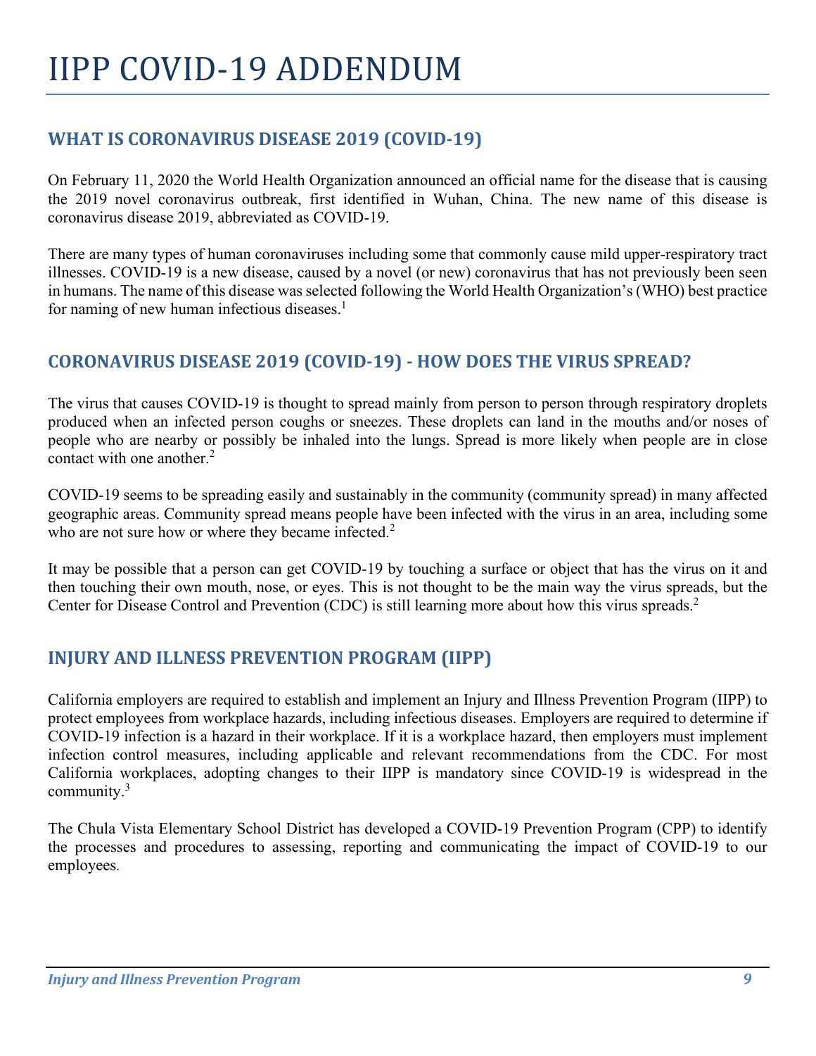# IIPP COVID-19 ADDENDUM

## WHAT IS CORONAVIRUS DISEASE 2019 (COVID-19)

On February 11, 2020 the World Health Organization announced an official name for the disease that is causing the 2019 novel coronavirus outbreak, first identified in Wuhan, China. The new name of this disease is coronavirus disease 2019, abbreviated as COVID-19.

There are many types of human coronaviruses including some that commonly cause mild upper-respiratory tract illnesses. COVID-19 is a new disease, caused by a novel (or new) coronavirus that has not previously been seen in humans. The name of this disease was selected following the World Health Organization's (WHO) best practice for naming of new human infectious diseases.[1]

## CORONAVIRUS DISEASE 2019 (COVID-19) - HOW DOES THE VIRUS SPREAD?

The virus that causes COVID-19 is thought to spread mainly from person to person through respiratory droplets produced when an infected person coughs or sneezes. These droplets can land in the mouths and/or noses of people who are nearby or possibly be inhaled into the lungs. Spread is more likely when people are in close contact with one another.[2]

COVID-19 seems to be spreading easily and sustainably in the community (community spread) in many affected geographic areas. Community spread means people have been infected with the virus in an area, including some who are not sure how or where they became infected.[2]

It may be possible that a person can get COVID-19 by touching a surface or object that has the virus on it and then touching their own mouth, nose, or eyes. This is not thought to be the main way the virus spreads, but the Center for Disease Control and Prevention (CDC) is still learning more about how this virus spreads.[2]

## INJURY AND ILLNESS PREVENTION PROGRAM (IIPP)

California employers are required to establish and implement an Injury and Illness Prevention Program (IIPP) to protect employees from workplace hazards, including infectious diseases. Employers are required to determine if COVID-19 infection is a hazard in their workplace. If it is a workplace hazard, then employers must implement infection control measures, including applicable and relevant recommendations from the CDC. For most California workplaces, adopting changes to their IIPP is mandatory since COVID-19 is widespread in the community.[3]

The Chula Vista Elementary School District has developed a COVID-19 Prevention Program (CPP) to identify the processes and procedures to assessing, reporting and communicating the impact of COVID-19 to our employees.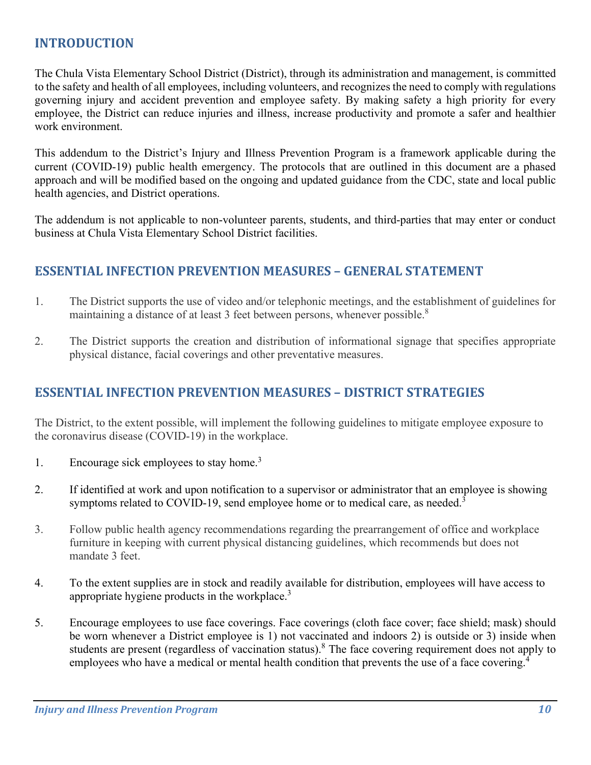## INTRODUCTION

The Chula Vista Elementary School District (District), through its administration and management, is committed to the safety and health of all employees, including volunteers, and recognizes the need to comply with regulations governing injury and accident prevention and employee safety. By making safety a high priority for every employee, the District can reduce injuries and illness, increase productivity and promote a safer and healthier work environment.

This addendum to the District's Injury and Illness Prevention Program is a framework applicable during the current (COVID-19) public health emergency. The protocols that are outlined in this document are a phased approach and will be modified based on the ongoing and updated guidance from the CDC, state and local public health agencies, and District operations.

The addendum is not applicable to non-volunteer parents, students, and third-parties that may enter or conduct business at Chula Vista Elementary School District facilities.

## ESSENTIAL INFECTION PREVENTION MEASURES – GENERAL STATEMENT

1. The District supports the use of video and/or telephonic meetings, and the establishment of guidelines for maintaining a distance of at least 3 feet between persons, whenever possible.[8]

2. The District supports the creation and distribution of informational signage that specifies appropriate physical distance, facial coverings and other preventative measures.

## ESSENTIAL INFECTION PREVENTION MEASURES – DISTRICT STRATEGIES

The District, to the extent possible, will implement the following guidelines to mitigate employee exposure to the coronavirus disease (COVID-19) in the workplace.

1. Encourage sick employees to stay home.[3]

2. If identified at work and upon notification to a supervisor or administrator that an employee is showing symptoms related to COVID-19, send employee home or to medical care, as needed.[3]

3. Follow public health agency recommendations regarding the prearrangement of office and workplace furniture in keeping with current physical distancing guidelines, which recommends but does not mandate 3 feet.

4. To the extent supplies are in stock and readily available for distribution, employees will have access to appropriate hygiene products in the workplace.[3]

5. Encourage employees to use face coverings. Face coverings (cloth face cover; face shield; mask) should be worn whenever a District employee is 1) not vaccinated and indoors 2) is outside or 3) inside when students are present (regardless of vaccination status).[8] The face covering requirement does not apply to employees who have a medical or mental health condition that prevents the use of a face covering.[4]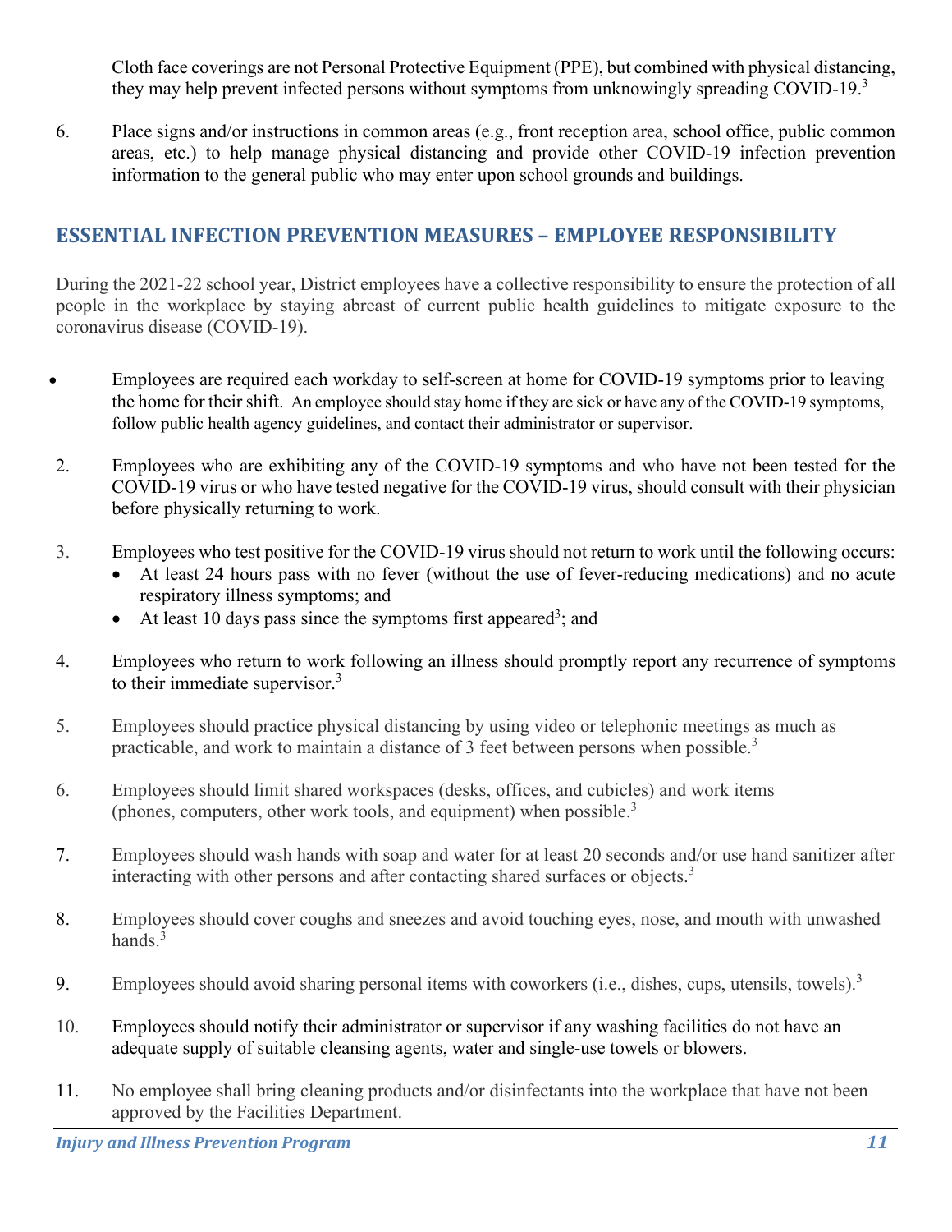Cloth face coverings are not Personal Protective Equipment (PPE), but combined with physical distancing, they may help prevent infected persons without symptoms from unknowingly spreading COVID-19.[3]

6. Place signs and/or instructions in common areas (e.g., front reception area, school office, public common areas, etc.) to help manage physical distancing and provide other COVID-19 infection prevention information to the general public who may enter upon school grounds and buildings.

## ESSENTIAL INFECTION PREVENTION MEASURES – EMPLOYEE RESPONSIBILITY

During the 2021-22 school year, District employees have a collective responsibility to ensure the protection of all people in the workplace by staying abreast of current public health guidelines to mitigate exposure to the coronavirus disease (COVID-19).

- Employees are required each workday to self-screen at home for COVID-19 symptoms prior to leaving the home for their shift. An employee should stay home if they are sick or have any of the COVID-19 symptoms, follow public health agency guidelines, and contact their administrator or supervisor.

2. Employees who are exhibiting any of the COVID-19 symptoms and who have not been tested for the COVID-19 virus or who have tested negative for the COVID-19 virus, should consult with their physician before physically returning to work.

3. Employees who test positive for the COVID-19 virus should not return to work until the following occurs:
   - At least 24 hours pass with no fever (without the use of fever-reducing medications) and no acute respiratory illness symptoms; and
   - At least 10 days pass since the symptoms first appeared[3]; and

4. Employees who return to work following an illness should promptly report any recurrence of symptoms to their immediate supervisor.[3]

5. Employees should practice physical distancing by using video or telephonic meetings as much as practicable, and work to maintain a distance of 3 feet between persons when possible.[3]

6. Employees should limit shared workspaces (desks, offices, and cubicles) and work items (phones, computers, other work tools, and equipment) when possible.[3]

7. Employees should wash hands with soap and water for at least 20 seconds and/or use hand sanitizer after interacting with other persons and after contacting shared surfaces or objects.[3]

8. Employees should cover coughs and sneezes and avoid touching eyes, nose, and mouth with unwashed hands.[3]

9. Employees should avoid sharing personal items with coworkers (i.e., dishes, cups, utensils, towels).[3]

10. Employees should notify their administrator or supervisor if any washing facilities do not have an adequate supply of suitable cleansing agents, water and single-use towels or blowers.

11. No employee shall bring cleaning products and/or disinfectants into the workplace that have not been approved by the Facilities Department.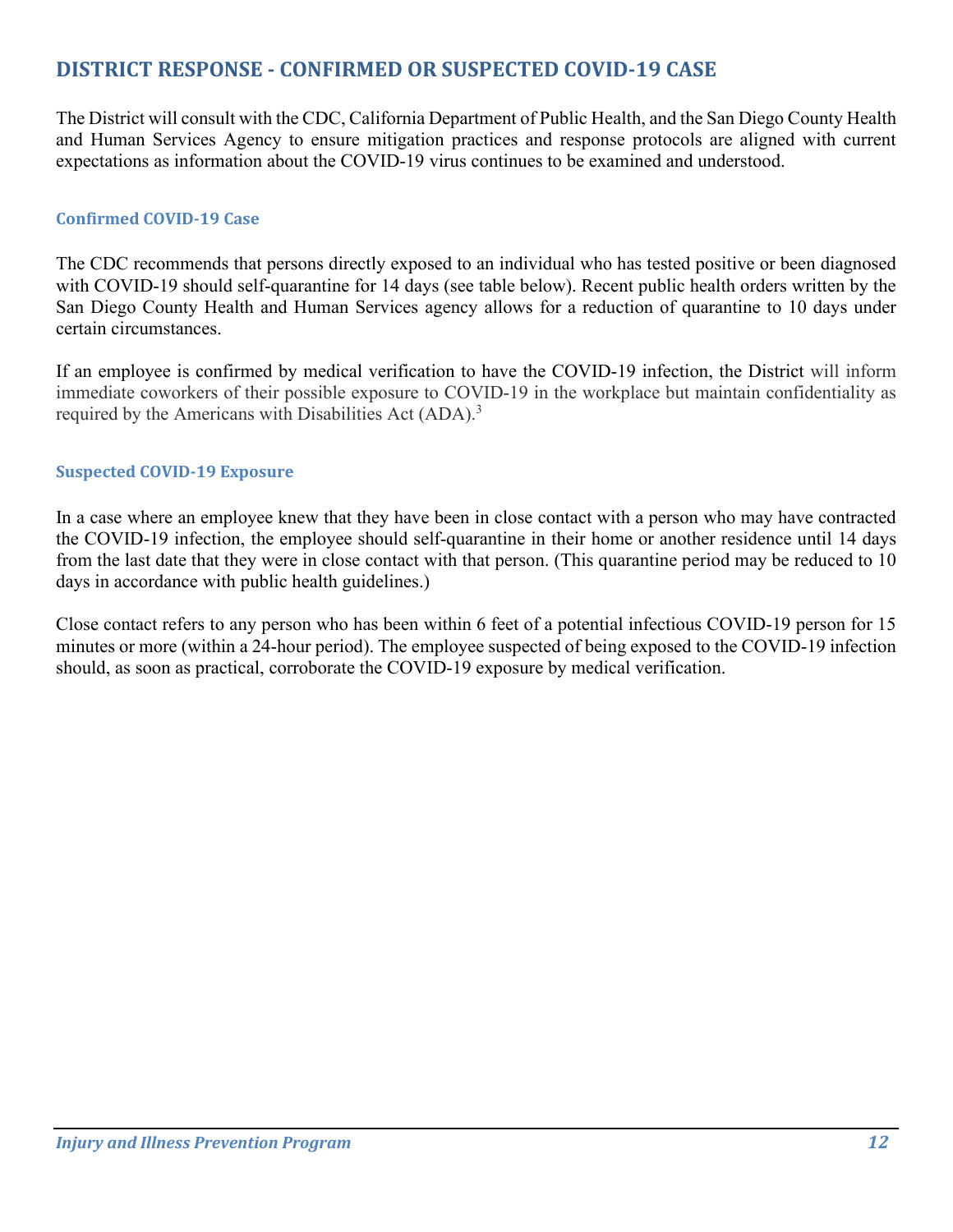## DISTRICT RESPONSE - CONFIRMED OR SUSPECTED COVID-19 CASE

The District will consult with the CDC, California Department of Public Health, and the San Diego County Health and Human Services Agency to ensure mitigation practices and response protocols are aligned with current expectations as information about the COVID-19 virus continues to be examined and understood.

### Confirmed COVID-19 Case

The CDC recommends that persons directly exposed to an individual who has tested positive or been diagnosed with COVID-19 should self-quarantine for 14 days (see table below). Recent public health orders written by the San Diego County Health and Human Services agency allows for a reduction of quarantine to 10 days under certain circumstances.

If an employee is confirmed by medical verification to have the COVID-19 infection, the District will inform immediate coworkers of their possible exposure to COVID-19 in the workplace but maintain confidentiality as required by the Americans with Disabilities Act (ADA).[3]

### Suspected COVID-19 Exposure

In a case where an employee knew that they have been in close contact with a person who may have contracted the COVID-19 infection, the employee should self-quarantine in their home or another residence until 14 days from the last date that they were in close contact with that person. (This quarantine period may be reduced to 10 days in accordance with public health guidelines.)

Close contact refers to any person who has been within 6 feet of a potential infectious COVID-19 person for 15 minutes or more (within a 24-hour period). The employee suspected of being exposed to the COVID-19 infection should, as soon as practical, corroborate the COVID-19 exposure by medical verification.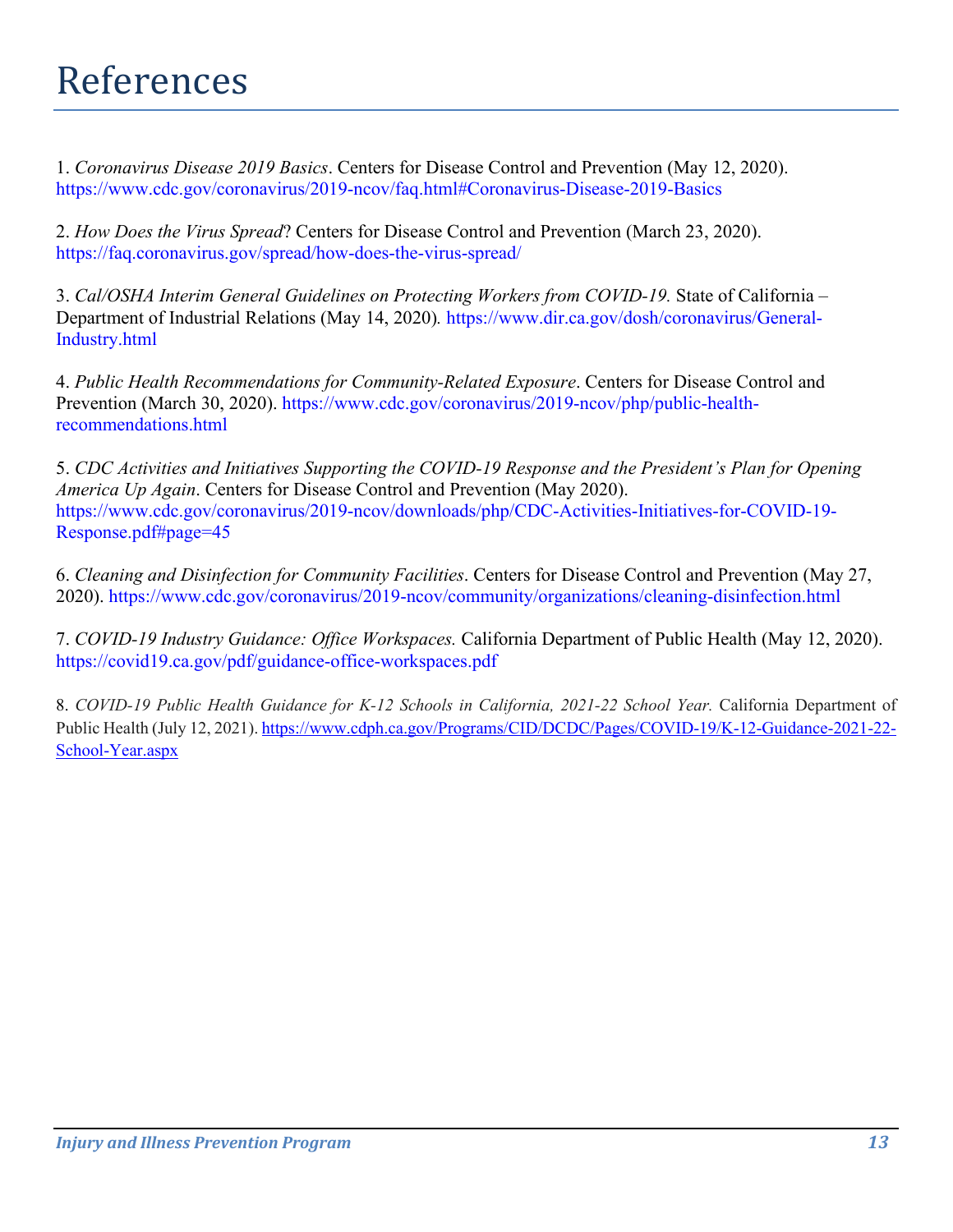# References

1. *Coronavirus Disease 2019 Basics*. Centers for Disease Control and Prevention (May 12, 2020). https://www.cdc.gov/coronavirus/2019-ncov/faq.html#Coronavirus-Disease-2019-Basics

2. *How Does the Virus Spread*? Centers for Disease Control and Prevention (March 23, 2020). https://faq.coronavirus.gov/spread/how-does-the-virus-spread/

3. *Cal/OSHA Interim General Guidelines on Protecting Workers from COVID-19.* State of California – Department of Industrial Relations (May 14, 2020). https://www.dir.ca.gov/dosh/coronavirus/General-Industry.html

4. *Public Health Recommendations for Community-Related Exposure*. Centers for Disease Control and Prevention (March 30, 2020). https://www.cdc.gov/coronavirus/2019-ncov/php/public-health-recommendations.html

5. *CDC Activities and Initiatives Supporting the COVID-19 Response and the President's Plan for Opening America Up Again*. Centers for Disease Control and Prevention (May 2020). https://www.cdc.gov/coronavirus/2019-ncov/downloads/php/CDC-Activities-Initiatives-for-COVID-19-Response.pdf#page=45

6. *Cleaning and Disinfection for Community Facilities*. Centers for Disease Control and Prevention (May 27, 2020). https://www.cdc.gov/coronavirus/2019-ncov/community/organizations/cleaning-disinfection.html

7. *COVID-19 Industry Guidance: Office Workspaces.* California Department of Public Health (May 12, 2020). https://covid19.ca.gov/pdf/guidance-office-workspaces.pdf

8. *COVID-19 Public Health Guidance for K-12 Schools in California, 2021-22 School Year.* California Department of Public Health (July 12, 2021). https://www.cdph.ca.gov/Programs/CID/DCDC/Pages/COVID-19/K-12-Guidance-2021-22-School-Year.aspx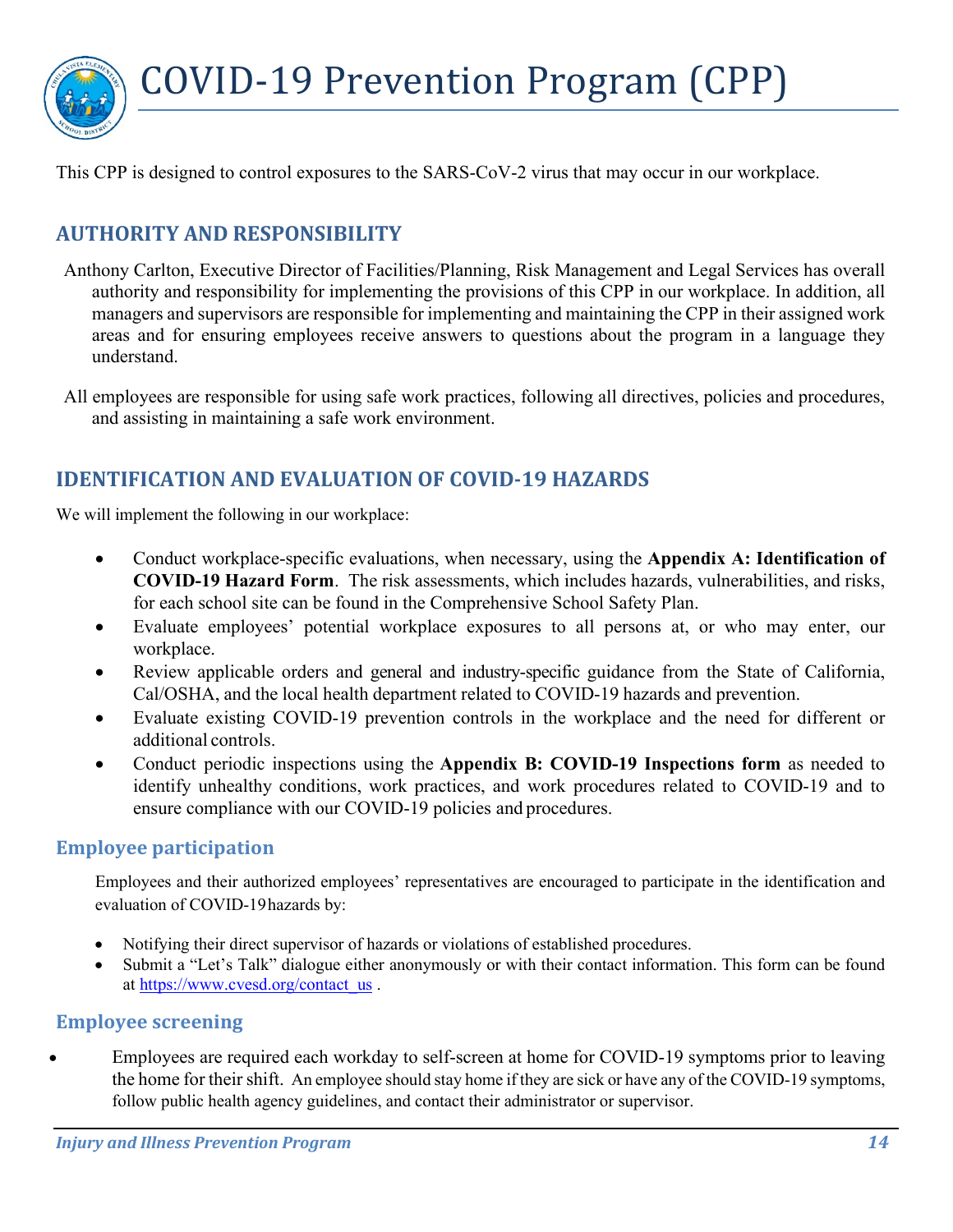# COVID-19 Prevention Program (CPP)

This CPP is designed to control exposures to the SARS-CoV-2 virus that may occur in our workplace.

## AUTHORITY AND RESPONSIBILITY

Anthony Carlton, Executive Director of Facilities/Planning, Risk Management and Legal Services has overall authority and responsibility for implementing the provisions of this CPP in our workplace. In addition, all managers and supervisors are responsible for implementing and maintaining the CPP in their assigned work areas and for ensuring employees receive answers to questions about the program in a language they understand.

All employees are responsible for using safe work practices, following all directives, policies and procedures, and assisting in maintaining a safe work environment.

## IDENTIFICATION AND EVALUATION OF COVID-19 HAZARDS

We will implement the following in our workplace:

- Conduct workplace-specific evaluations, when necessary, using the **Appendix A: Identification of COVID-19 Hazard Form**. The risk assessments, which includes hazards, vulnerabilities, and risks, for each school site can be found in the Comprehensive School Safety Plan.
- Evaluate employees' potential workplace exposures to all persons at, or who may enter, our workplace.
- Review applicable orders and general and industry-specific guidance from the State of California, Cal/OSHA, and the local health department related to COVID-19 hazards and prevention.
- Evaluate existing COVID-19 prevention controls in the workplace and the need for different or additional controls.
- Conduct periodic inspections using the **Appendix B: COVID-19 Inspections form** as needed to identify unhealthy conditions, work practices, and work procedures related to COVID-19 and to ensure compliance with our COVID-19 policies and procedures.

### Employee participation

Employees and their authorized employees' representatives are encouraged to participate in the identification and evaluation of COVID-19 hazards by:

- Notifying their direct supervisor of hazards or violations of established procedures.
- Submit a "Let's Talk" dialogue either anonymously or with their contact information. This form can be found at https://www.cvesd.org/contact_us .

### Employee screening

- Employees are required each workday to self-screen at home for COVID-19 symptoms prior to leaving the home for their shift. An employee should stay home if they are sick or have any of the COVID-19 symptoms, follow public health agency guidelines, and contact their administrator or supervisor.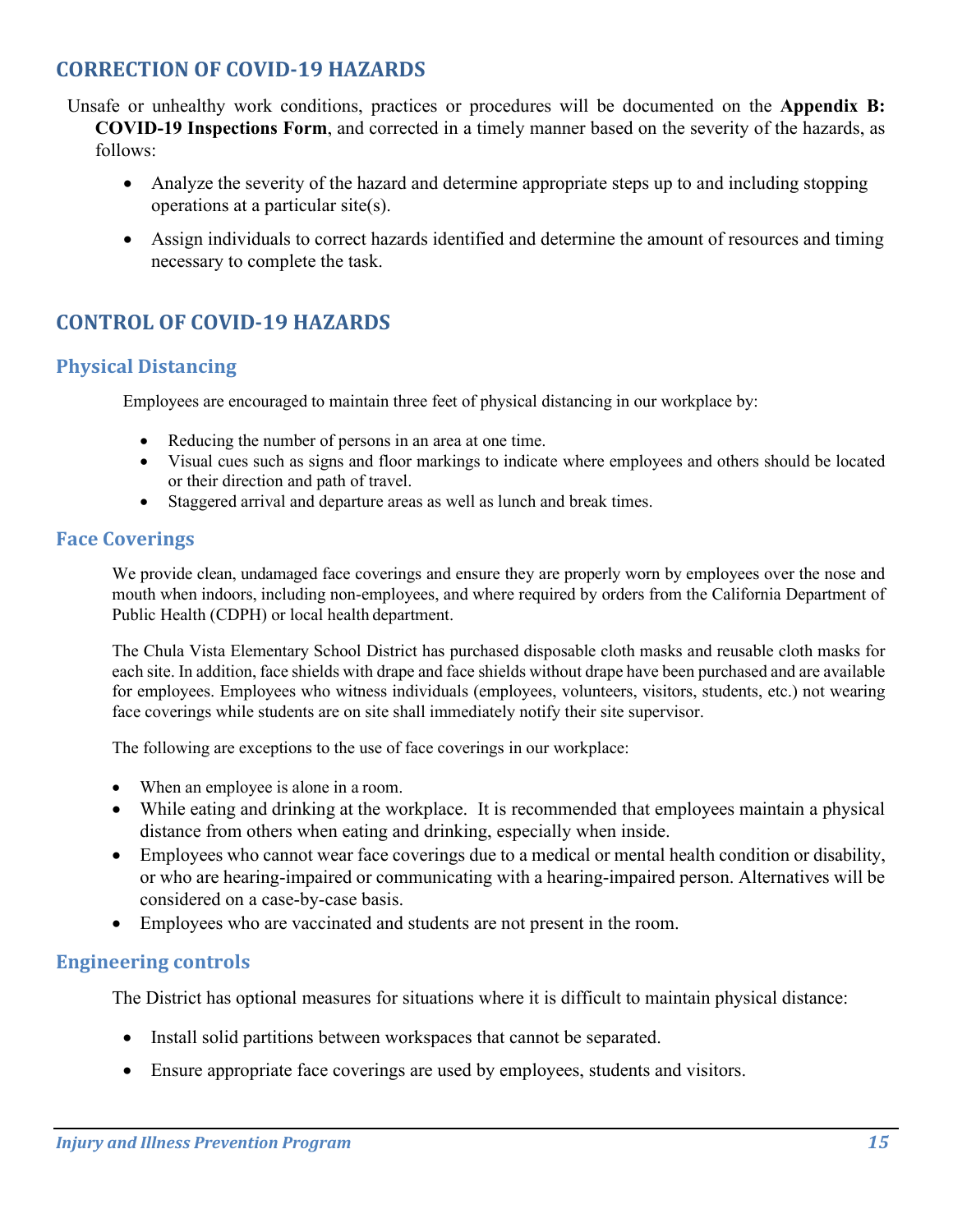## CORRECTION OF COVID-19 HAZARDS

Unsafe or unhealthy work conditions, practices or procedures will be documented on the **Appendix B: COVID-19 Inspections Form**, and corrected in a timely manner based on the severity of the hazards, as follows:

- Analyze the severity of the hazard and determine appropriate steps up to and including stopping operations at a particular site(s).
- Assign individuals to correct hazards identified and determine the amount of resources and timing necessary to complete the task.

## CONTROL OF COVID-19 HAZARDS

### Physical Distancing

Employees are encouraged to maintain three feet of physical distancing in our workplace by:

- Reducing the number of persons in an area at one time.
- Visual cues such as signs and floor markings to indicate where employees and others should be located or their direction and path of travel.
- Staggered arrival and departure areas as well as lunch and break times.

### Face Coverings

We provide clean, undamaged face coverings and ensure they are properly worn by employees over the nose and mouth when indoors, including non-employees, and where required by orders from the California Department of Public Health (CDPH) or local health department.

The Chula Vista Elementary School District has purchased disposable cloth masks and reusable cloth masks for each site. In addition, face shields with drape and face shields without drape have been purchased and are available for employees. Employees who witness individuals (employees, volunteers, visitors, students, etc.) not wearing face coverings while students are on site shall immediately notify their site supervisor.

The following are exceptions to the use of face coverings in our workplace:

- When an employee is alone in a room.
- While eating and drinking at the workplace. It is recommended that employees maintain a physical distance from others when eating and drinking, especially when inside.
- Employees who cannot wear face coverings due to a medical or mental health condition or disability, or who are hearing-impaired or communicating with a hearing-impaired person. Alternatives will be considered on a case-by-case basis.
- Employees who are vaccinated and students are not present in the room.

### Engineering controls

The District has optional measures for situations where it is difficult to maintain physical distance:

- Install solid partitions between workspaces that cannot be separated.
- Ensure appropriate face coverings are used by employees, students and visitors.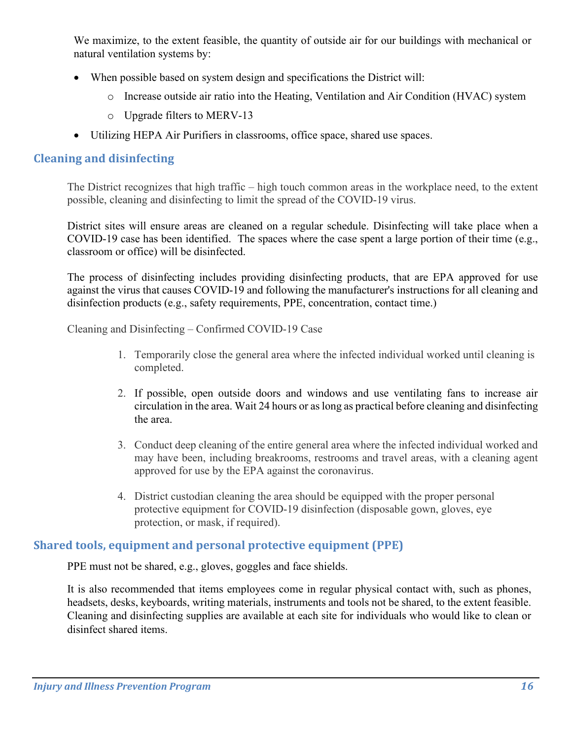We maximize, to the extent feasible, the quantity of outside air for our buildings with mechanical or natural ventilation systems by:

- When possible based on system design and specifications the District will:
  - Increase outside air ratio into the Heating, Ventilation and Air Condition (HVAC) system
  - Upgrade filters to MERV-13
- Utilizing HEPA Air Purifiers in classrooms, office space, shared use spaces.

## Cleaning and disinfecting

The District recognizes that high traffic – high touch common areas in the workplace need, to the extent possible, cleaning and disinfecting to limit the spread of the COVID-19 virus.

District sites will ensure areas are cleaned on a regular schedule. Disinfecting will take place when a COVID-19 case has been identified. The spaces where the case spent a large portion of their time (e.g., classroom or office) will be disinfected.

The process of disinfecting includes providing disinfecting products, that are EPA approved for use against the virus that causes COVID-19 and following the manufacturer's instructions for all cleaning and disinfection products (e.g., safety requirements, PPE, concentration, contact time.)

Cleaning and Disinfecting – Confirmed COVID-19 Case

1. Temporarily close the general area where the infected individual worked until cleaning is completed.
2. If possible, open outside doors and windows and use ventilating fans to increase air circulation in the area. Wait 24 hours or as long as practical before cleaning and disinfecting the area.
3. Conduct deep cleaning of the entire general area where the infected individual worked and may have been, including breakrooms, restrooms and travel areas, with a cleaning agent approved for use by the EPA against the coronavirus.
4. District custodian cleaning the area should be equipped with the proper personal protective equipment for COVID-19 disinfection (disposable gown, gloves, eye protection, or mask, if required).

## Shared tools, equipment and personal protective equipment (PPE)

PPE must not be shared, e.g., gloves, goggles and face shields.

It is also recommended that items employees come in regular physical contact with, such as phones, headsets, desks, keyboards, writing materials, instruments and tools not be shared, to the extent feasible. Cleaning and disinfecting supplies are available at each site for individuals who would like to clean or disinfect shared items.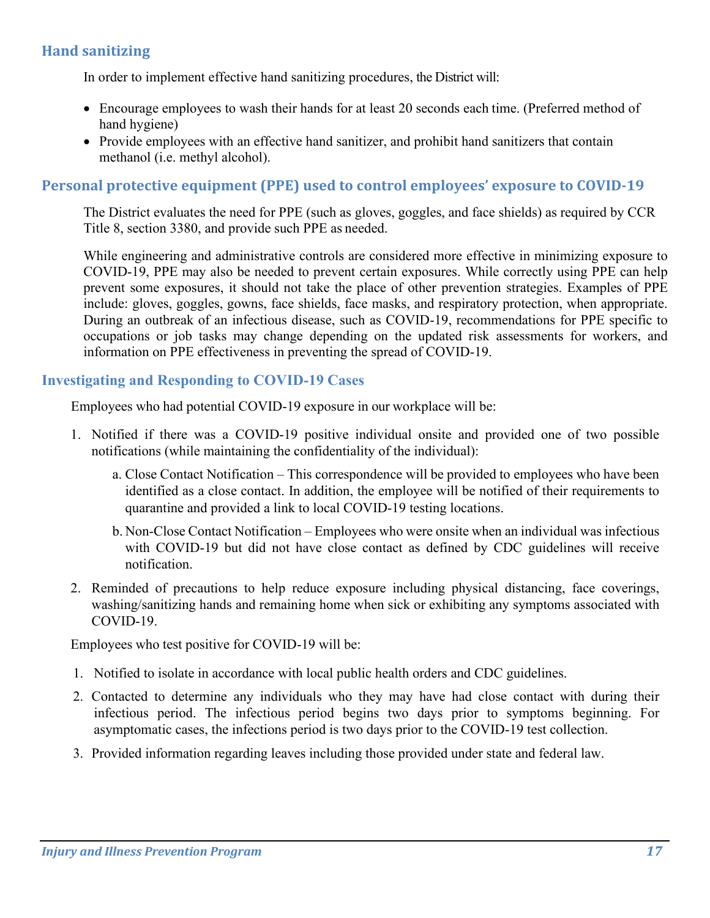## Hand sanitizing

In order to implement effective hand sanitizing procedures, the District will:

- Encourage employees to wash their hands for at least 20 seconds each time. (Preferred method of hand hygiene)
- Provide employees with an effective hand sanitizer, and prohibit hand sanitizers that contain methanol (i.e. methyl alcohol).

## Personal protective equipment (PPE) used to control employees' exposure to COVID-19

The District evaluates the need for PPE (such as gloves, goggles, and face shields) as required by CCR Title 8, section 3380, and provide such PPE as needed.

While engineering and administrative controls are considered more effective in minimizing exposure to COVID-19, PPE may also be needed to prevent certain exposures. While correctly using PPE can help prevent some exposures, it should not take the place of other prevention strategies. Examples of PPE include: gloves, goggles, gowns, face shields, face masks, and respiratory protection, when appropriate. During an outbreak of an infectious disease, such as COVID-19, recommendations for PPE specific to occupations or job tasks may change depending on the updated risk assessments for workers, and information on PPE effectiveness in preventing the spread of COVID-19.

## Investigating and Responding to COVID-19 Cases

Employees who had potential COVID-19 exposure in our workplace will be:

1. Notified if there was a COVID-19 positive individual onsite and provided one of two possible notifications (while maintaining the confidentiality of the individual):
   a. Close Contact Notification – This correspondence will be provided to employees who have been identified as a close contact. In addition, the employee will be notified of their requirements to quarantine and provided a link to local COVID-19 testing locations.
   b. Non-Close Contact Notification – Employees who were onsite when an individual was infectious with COVID-19 but did not have close contact as defined by CDC guidelines will receive notification.
2. Reminded of precautions to help reduce exposure including physical distancing, face coverings, washing/sanitizing hands and remaining home when sick or exhibiting any symptoms associated with COVID-19.

Employees who test positive for COVID-19 will be:

1. Notified to isolate in accordance with local public health orders and CDC guidelines.
2. Contacted to determine any individuals who they may have had close contact with during their infectious period. The infectious period begins two days prior to symptoms beginning. For asymptomatic cases, the infections period is two days prior to the COVID-19 test collection.
3. Provided information regarding leaves including those provided under state and federal law.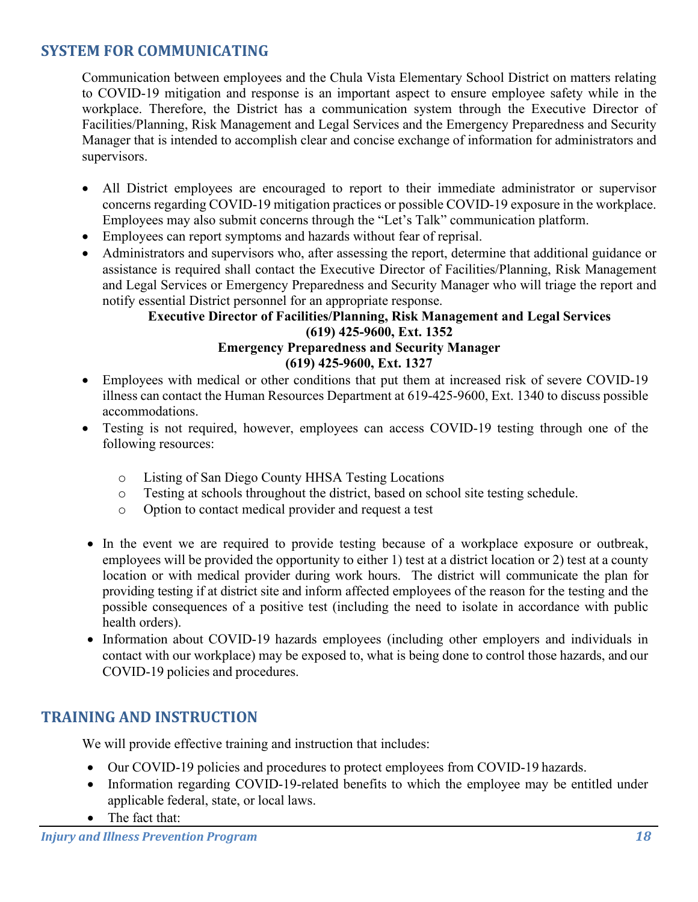## SYSTEM FOR COMMUNICATING

Communication between employees and the Chula Vista Elementary School District on matters relating to COVID-19 mitigation and response is an important aspect to ensure employee safety while in the workplace. Therefore, the District has a communication system through the Executive Director of Facilities/Planning, Risk Management and Legal Services and the Emergency Preparedness and Security Manager that is intended to accomplish clear and concise exchange of information for administrators and supervisors.

- All District employees are encouraged to report to their immediate administrator or supervisor concerns regarding COVID-19 mitigation practices or possible COVID-19 exposure in the workplace. Employees may also submit concerns through the "Let's Talk" communication platform.
- Employees can report symptoms and hazards without fear of reprisal.
- Administrators and supervisors who, after assessing the report, determine that additional guidance or assistance is required shall contact the Executive Director of Facilities/Planning, Risk Management and Legal Services or Emergency Preparedness and Security Manager who will triage the report and notify essential District personnel for an appropriate response.

**Executive Director of Facilities/Planning, Risk Management and Legal Services**
**(619) 425-9600, Ext. 1352**
**Emergency Preparedness and Security Manager**
**(619) 425-9600, Ext. 1327**

- Employees with medical or other conditions that put them at increased risk of severe COVID-19 illness can contact the Human Resources Department at 619-425-9600, Ext. 1340 to discuss possible accommodations.
- Testing is not required, however, employees can access COVID-19 testing through one of the following resources:
  - Listing of San Diego County HHSA Testing Locations
  - Testing at schools throughout the district, based on school site testing schedule.
  - Option to contact medical provider and request a test
- In the event we are required to provide testing because of a workplace exposure or outbreak, employees will be provided the opportunity to either 1) test at a district location or 2) test at a county location or with medical provider during work hours. The district will communicate the plan for providing testing if at district site and inform affected employees of the reason for the testing and the possible consequences of a positive test (including the need to isolate in accordance with public health orders).
- Information about COVID-19 hazards employees (including other employers and individuals in contact with our workplace) may be exposed to, what is being done to control those hazards, and our COVID-19 policies and procedures.

## TRAINING AND INSTRUCTION

We will provide effective training and instruction that includes:

- Our COVID-19 policies and procedures to protect employees from COVID-19 hazards.
- Information regarding COVID-19-related benefits to which the employee may be entitled under applicable federal, state, or local laws.
- The fact that: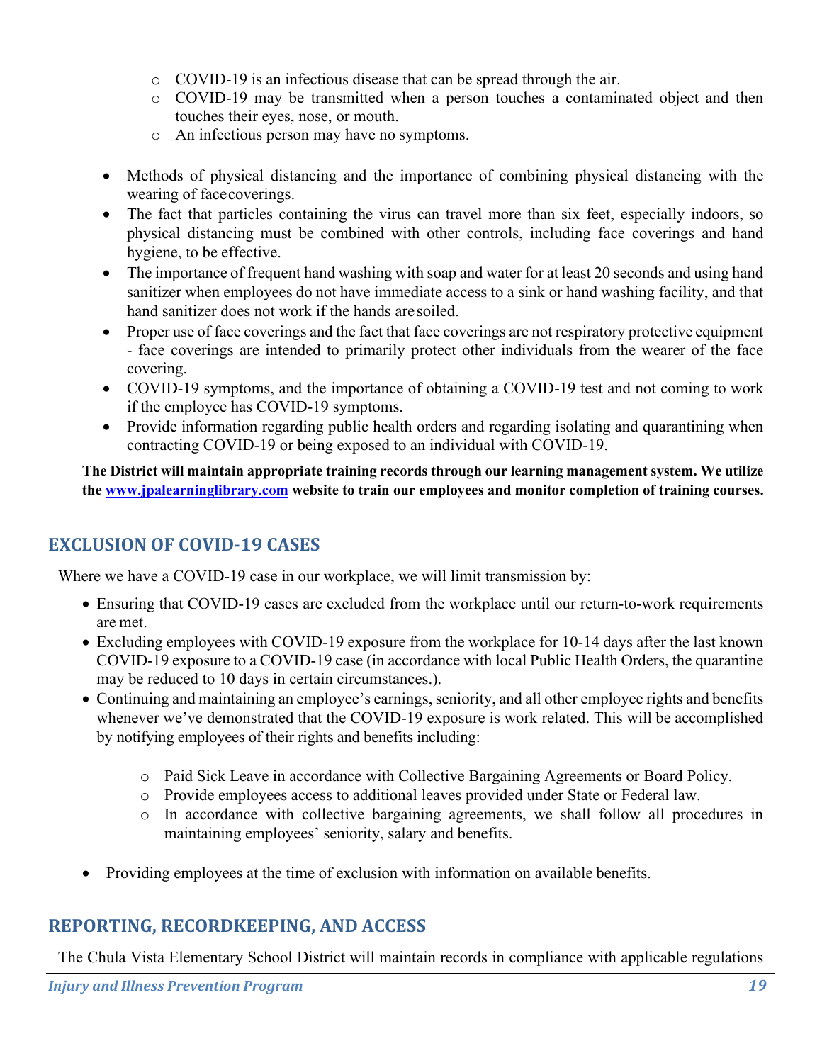- COVID-19 is an infectious disease that can be spread through the air.
  - COVID-19 may be transmitted when a person touches a contaminated object and then touches their eyes, nose, or mouth.
  - An infectious person may have no symptoms.

- Methods of physical distancing and the importance of combining physical distancing with the wearing of face coverings.
- The fact that particles containing the virus can travel more than six feet, especially indoors, so physical distancing must be combined with other controls, including face coverings and hand hygiene, to be effective.
- The importance of frequent hand washing with soap and water for at least 20 seconds and using hand sanitizer when employees do not have immediate access to a sink or hand washing facility, and that hand sanitizer does not work if the hands are soiled.
- Proper use of face coverings and the fact that face coverings are not respiratory protective equipment - face coverings are intended to primarily protect other individuals from the wearer of the face covering.
- COVID-19 symptoms, and the importance of obtaining a COVID-19 test and not coming to work if the employee has COVID-19 symptoms.
- Provide information regarding public health orders and regarding isolating and quarantining when contracting COVID-19 or being exposed to an individual with COVID-19.

**The District will maintain appropriate training records through our learning management system. We utilize the [www.jpalearninglibrary.com](http://www.jpalearninglibrary.com) website to train our employees and monitor completion of training courses.**

## EXCLUSION OF COVID-19 CASES

Where we have a COVID-19 case in our workplace, we will limit transmission by:

- Ensuring that COVID-19 cases are excluded from the workplace until our return-to-work requirements are met.
- Excluding employees with COVID-19 exposure from the workplace for 10-14 days after the last known COVID-19 exposure to a COVID-19 case (in accordance with local Public Health Orders, the quarantine may be reduced to 10 days in certain circumstances.).
- Continuing and maintaining an employee's earnings, seniority, and all other employee rights and benefits whenever we've demonstrated that the COVID-19 exposure is work related. This will be accomplished by notifying employees of their rights and benefits including:
  - Paid Sick Leave in accordance with Collective Bargaining Agreements or Board Policy.
  - Provide employees access to additional leaves provided under State or Federal law.
  - In accordance with collective bargaining agreements, we shall follow all procedures in maintaining employees' seniority, salary and benefits.

- Providing employees at the time of exclusion with information on available benefits.

## REPORTING, RECORDKEEPING, AND ACCESS

The Chula Vista Elementary School District will maintain records in compliance with applicable regulations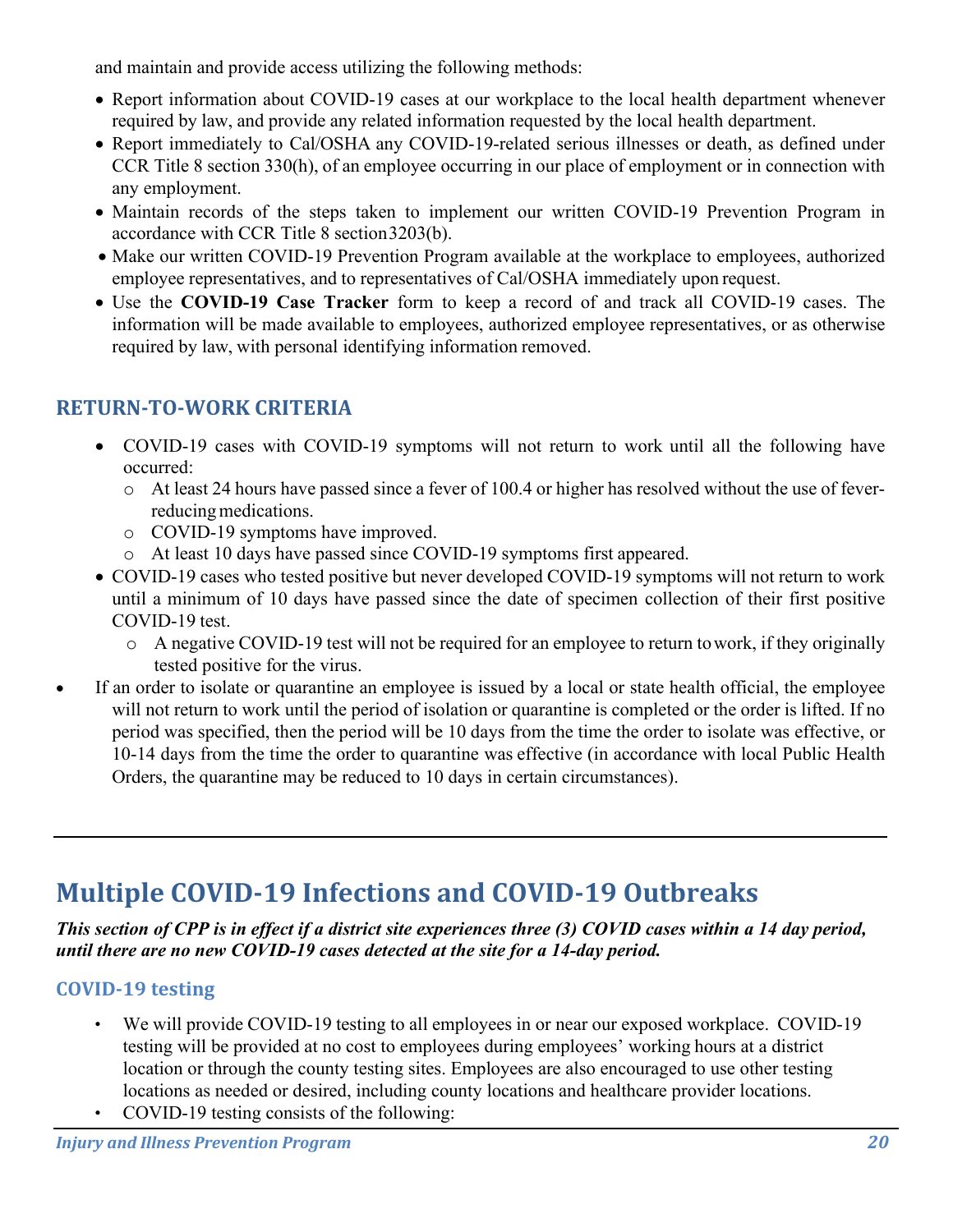and maintain and provide access utilizing the following methods:

- Report information about COVID-19 cases at our workplace to the local health department whenever required by law, and provide any related information requested by the local health department.
- Report immediately to Cal/OSHA any COVID-19-related serious illnesses or death, as defined under CCR Title 8 section 330(h), of an employee occurring in our place of employment or in connection with any employment.
- Maintain records of the steps taken to implement our written COVID-19 Prevention Program in accordance with CCR Title 8 section 3203(b).
- Make our written COVID-19 Prevention Program available at the workplace to employees, authorized employee representatives, and to representatives of Cal/OSHA immediately upon request.
- Use the **COVID-19 Case Tracker** form to keep a record of and track all COVID-19 cases. The information will be made available to employees, authorized employee representatives, or as otherwise required by law, with personal identifying information removed.

### RETURN-TO-WORK CRITERIA

- COVID-19 cases with COVID-19 symptoms will not return to work until all the following have occurred:
  - At least 24 hours have passed since a fever of 100.4 or higher has resolved without the use of fever-reducing medications.
  - COVID-19 symptoms have improved.
  - At least 10 days have passed since COVID-19 symptoms first appeared.
- COVID-19 cases who tested positive but never developed COVID-19 symptoms will not return to work until a minimum of 10 days have passed since the date of specimen collection of their first positive COVID-19 test.
  - A negative COVID-19 test will not be required for an employee to return to work, if they originally tested positive for the virus.
- If an order to isolate or quarantine an employee is issued by a local or state health official, the employee will not return to work until the period of isolation or quarantine is completed or the order is lifted. If no period was specified, then the period will be 10 days from the time the order to isolate was effective, or 10-14 days from the time the order to quarantine was effective (in accordance with local Public Health Orders, the quarantine may be reduced to 10 days in certain circumstances).

---

## Multiple COVID-19 Infections and COVID-19 Outbreaks

***This section of CPP is in effect if a district site experiences three (3) COVID cases within a 14 day period, until there are no new COVID-19 cases detected at the site for a 14-day period.***

### COVID-19 testing

- We will provide COVID-19 testing to all employees in or near our exposed workplace. COVID-19 testing will be provided at no cost to employees during employees' working hours at a district location or through the county testing sites. Employees are also encouraged to use other testing locations as needed or desired, including county locations and healthcare provider locations.
- COVID-19 testing consists of the following: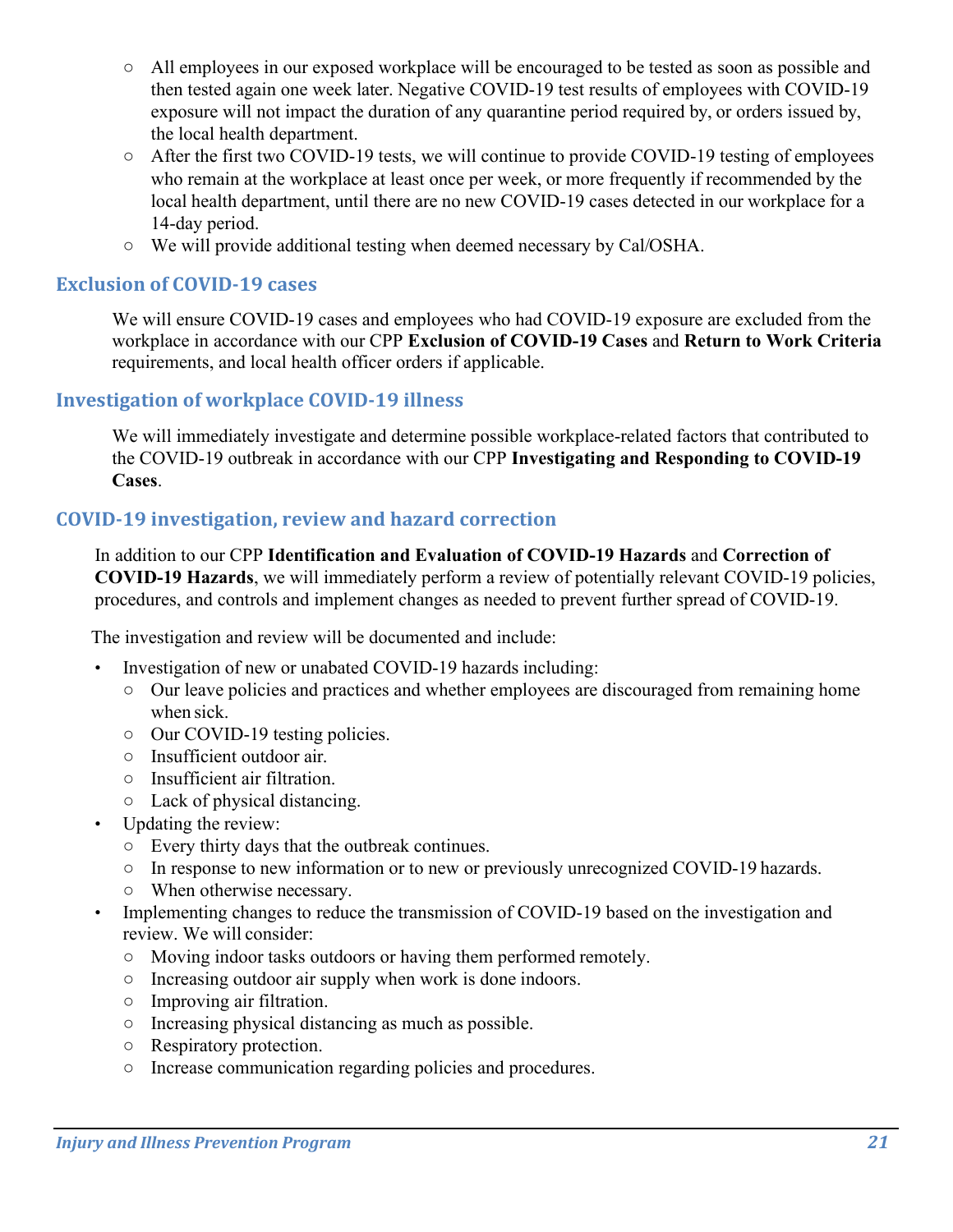- All employees in our exposed workplace will be encouraged to be tested as soon as possible and then tested again one week later. Negative COVID-19 test results of employees with COVID-19 exposure will not impact the duration of any quarantine period required by, or orders issued by, the local health department.
- After the first two COVID-19 tests, we will continue to provide COVID-19 testing of employees who remain at the workplace at least once per week, or more frequently if recommended by the local health department, until there are no new COVID-19 cases detected in our workplace for a 14-day period.
- We will provide additional testing when deemed necessary by Cal/OSHA.

### Exclusion of COVID-19 cases

We will ensure COVID-19 cases and employees who had COVID-19 exposure are excluded from the workplace in accordance with our CPP **Exclusion of COVID-19 Cases** and **Return to Work Criteria** requirements, and local health officer orders if applicable.

### Investigation of workplace COVID-19 illness

We will immediately investigate and determine possible workplace-related factors that contributed to the COVID-19 outbreak in accordance with our CPP **Investigating and Responding to COVID-19 Cases**.

### COVID-19 investigation, review and hazard correction

In addition to our CPP **Identification and Evaluation of COVID-19 Hazards** and **Correction of COVID-19 Hazards**, we will immediately perform a review of potentially relevant COVID-19 policies, procedures, and controls and implement changes as needed to prevent further spread of COVID-19.

The investigation and review will be documented and include:

- Investigation of new or unabated COVID-19 hazards including:
  - Our leave policies and practices and whether employees are discouraged from remaining home when sick.
  - Our COVID-19 testing policies.
  - Insufficient outdoor air.
  - Insufficient air filtration.
  - Lack of physical distancing.
- Updating the review:
  - Every thirty days that the outbreak continues.
  - In response to new information or to new or previously unrecognized COVID-19 hazards.
  - When otherwise necessary.
- Implementing changes to reduce the transmission of COVID-19 based on the investigation and review. We will consider:
  - Moving indoor tasks outdoors or having them performed remotely.
  - Increasing outdoor air supply when work is done indoors.
  - Improving air filtration.
  - Increasing physical distancing as much as possible.
  - Respiratory protection.
  - Increase communication regarding policies and procedures.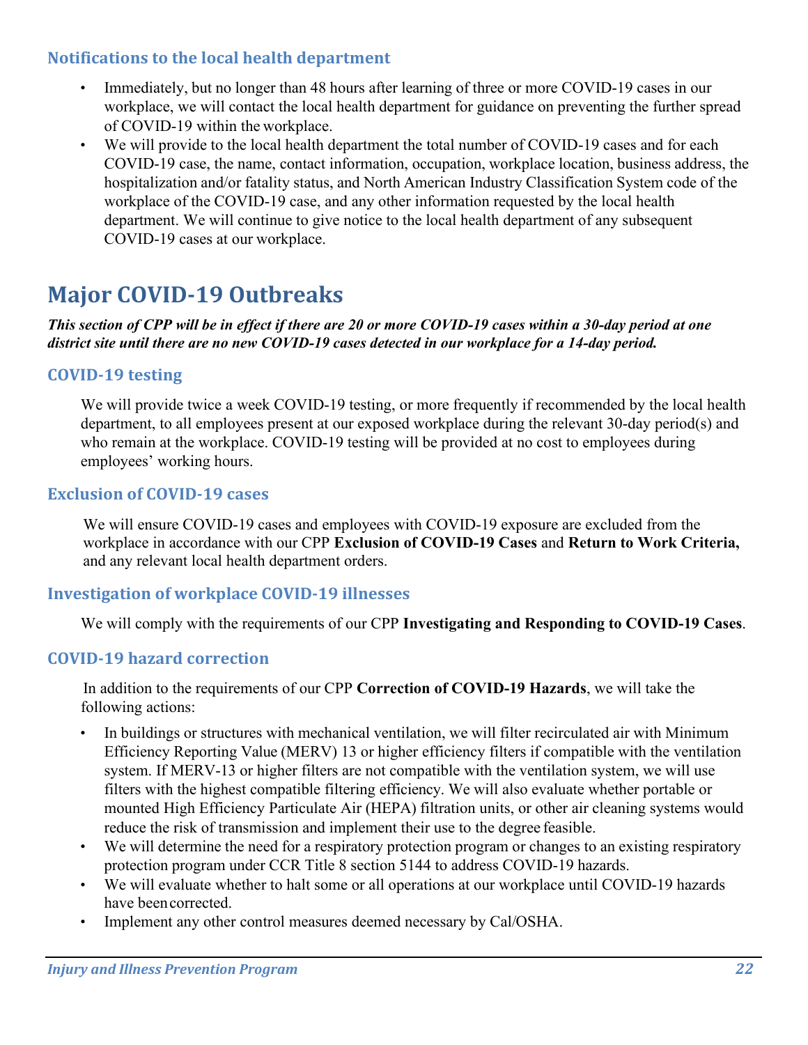### Notifications to the local health department

- Immediately, but no longer than 48 hours after learning of three or more COVID-19 cases in our workplace, we will contact the local health department for guidance on preventing the further spread of COVID-19 within the workplace.
- We will provide to the local health department the total number of COVID-19 cases and for each COVID-19 case, the name, contact information, occupation, workplace location, business address, the hospitalization and/or fatality status, and North American Industry Classification System code of the workplace of the COVID-19 case, and any other information requested by the local health department. We will continue to give notice to the local health department of any subsequent COVID-19 cases at our workplace.

## Major COVID-19 Outbreaks

***This section of CPP will be in effect if there are 20 or more COVID-19 cases within a 30-day period at one district site until there are no new COVID-19 cases detected in our workplace for a 14-day period.***

### COVID-19 testing

We will provide twice a week COVID-19 testing, or more frequently if recommended by the local health department, to all employees present at our exposed workplace during the relevant 30-day period(s) and who remain at the workplace. COVID-19 testing will be provided at no cost to employees during employees' working hours.

### Exclusion of COVID-19 cases

We will ensure COVID-19 cases and employees with COVID-19 exposure are excluded from the workplace in accordance with our CPP **Exclusion of COVID-19 Cases** and **Return to Work Criteria,** and any relevant local health department orders.

### Investigation of workplace COVID-19 illnesses

We will comply with the requirements of our CPP **Investigating and Responding to COVID-19 Cases**.

### COVID-19 hazard correction

In addition to the requirements of our CPP **Correction of COVID-19 Hazards**, we will take the following actions:

- In buildings or structures with mechanical ventilation, we will filter recirculated air with Minimum Efficiency Reporting Value (MERV) 13 or higher efficiency filters if compatible with the ventilation system. If MERV-13 or higher filters are not compatible with the ventilation system, we will use filters with the highest compatible filtering efficiency. We will also evaluate whether portable or mounted High Efficiency Particulate Air (HEPA) filtration units, or other air cleaning systems would reduce the risk of transmission and implement their use to the degree feasible.
- We will determine the need for a respiratory protection program or changes to an existing respiratory protection program under CCR Title 8 section 5144 to address COVID-19 hazards.
- We will evaluate whether to halt some or all operations at our workplace until COVID-19 hazards have been corrected.
- Implement any other control measures deemed necessary by Cal/OSHA.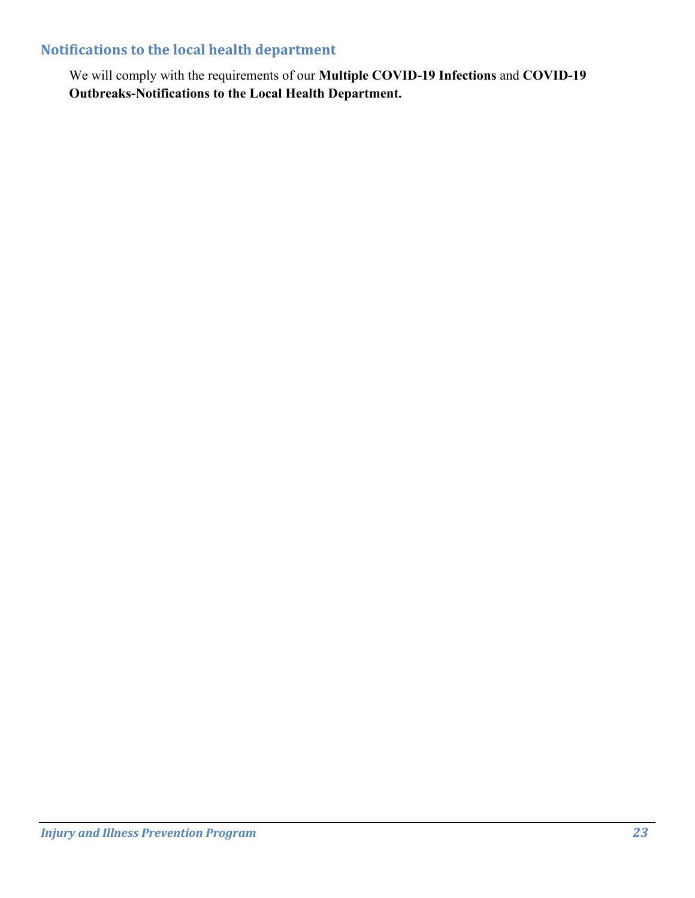## Notifications to the local health department

We will comply with the requirements of our **Multiple COVID-19 Infections** and **COVID-19 Outbreaks-Notifications to the Local Health Department.**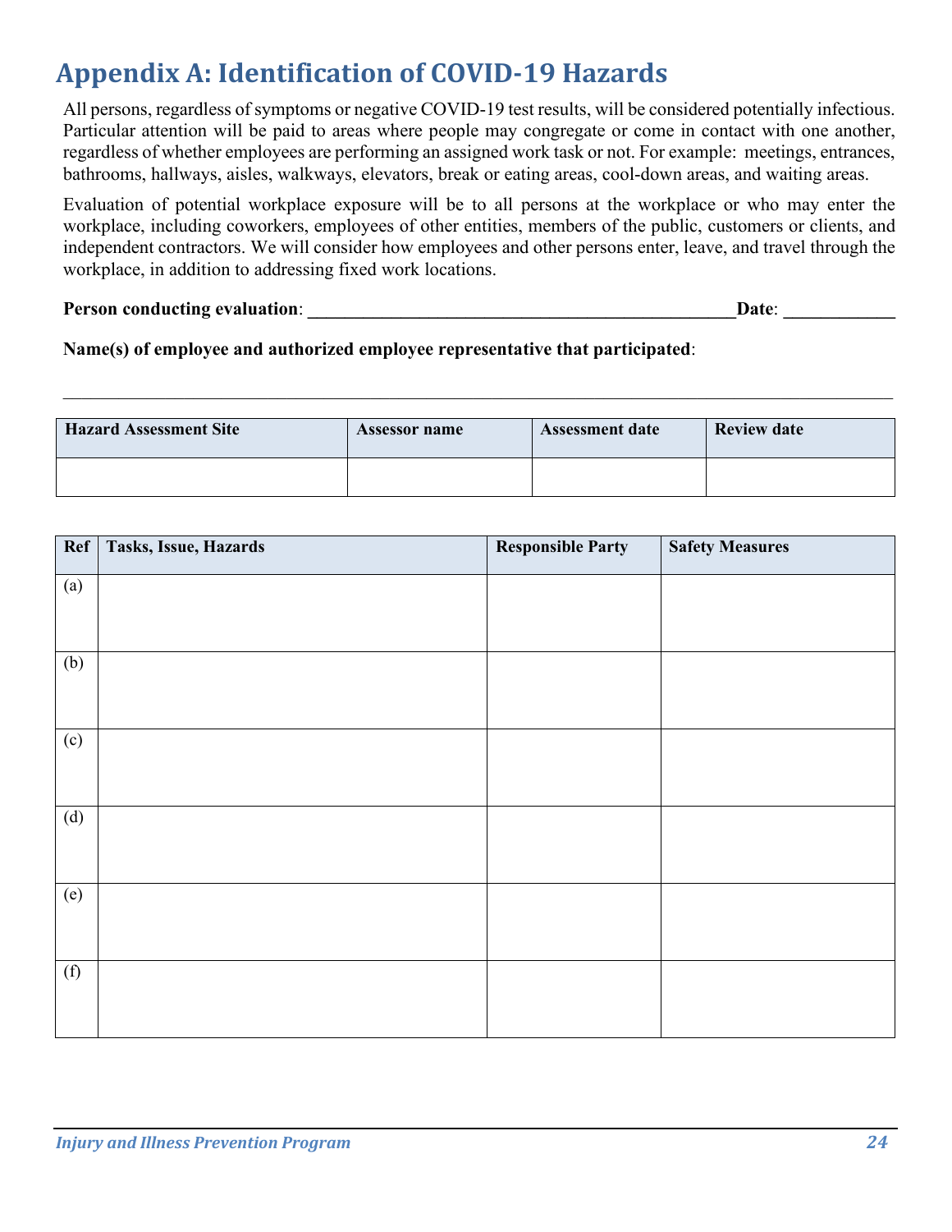# Appendix A: Identification of COVID-19 Hazards

All persons, regardless of symptoms or negative COVID-19 test results, will be considered potentially infectious. Particular attention will be paid to areas where people may congregate or come in contact with one another, regardless of whether employees are performing an assigned work task or not. For example: meetings, entrances, bathrooms, hallways, aisles, walkways, elevators, break or eating areas, cool-down areas, and waiting areas.

Evaluation of potential workplace exposure will be to all persons at the workplace or who may enter the workplace, including coworkers, employees of other entities, members of the public, customers or clients, and independent contractors. We will consider how employees and other persons enter, leave, and travel through the workplace, in addition to addressing fixed work locations.

**Person conducting evaluation**: **\_\_\_\_\_\_\_\_\_\_\_\_\_\_\_\_\_\_\_\_\_\_\_\_\_\_\_\_\_\_\_\_\_\_\_\_\_\_\_\_\_\_\_\_\_\_Date**: **\_\_\_\_\_\_\_\_\_\_\_\_**

**Name(s) of employee and authorized employee representative that participated**:

\_\_\_\_\_\_\_\_\_\_\_\_\_\_\_\_\_\_\_\_\_\_\_\_\_\_\_\_\_\_\_\_\_\_\_\_\_\_\_\_\_\_\_\_\_\_\_\_\_\_\_\_\_\_\_\_\_\_\_\_\_\_\_\_\_\_\_\_\_\_\_\_\_\_\_\_\_\_\_\_\_\_\_\_\_\_

| Hazard Assessment Site | Assessor name | Assessment date | Review date |
|---|---|---|---|
| | | | |

| Ref | Tasks, Issue, Hazards | Responsible Party | Safety Measures |
|---|---|---|---|
| (a) | | | |
| (b) | | | |
| (c) | | | |
| (d) | | | |
| (e) | | | |
| (f) | | | |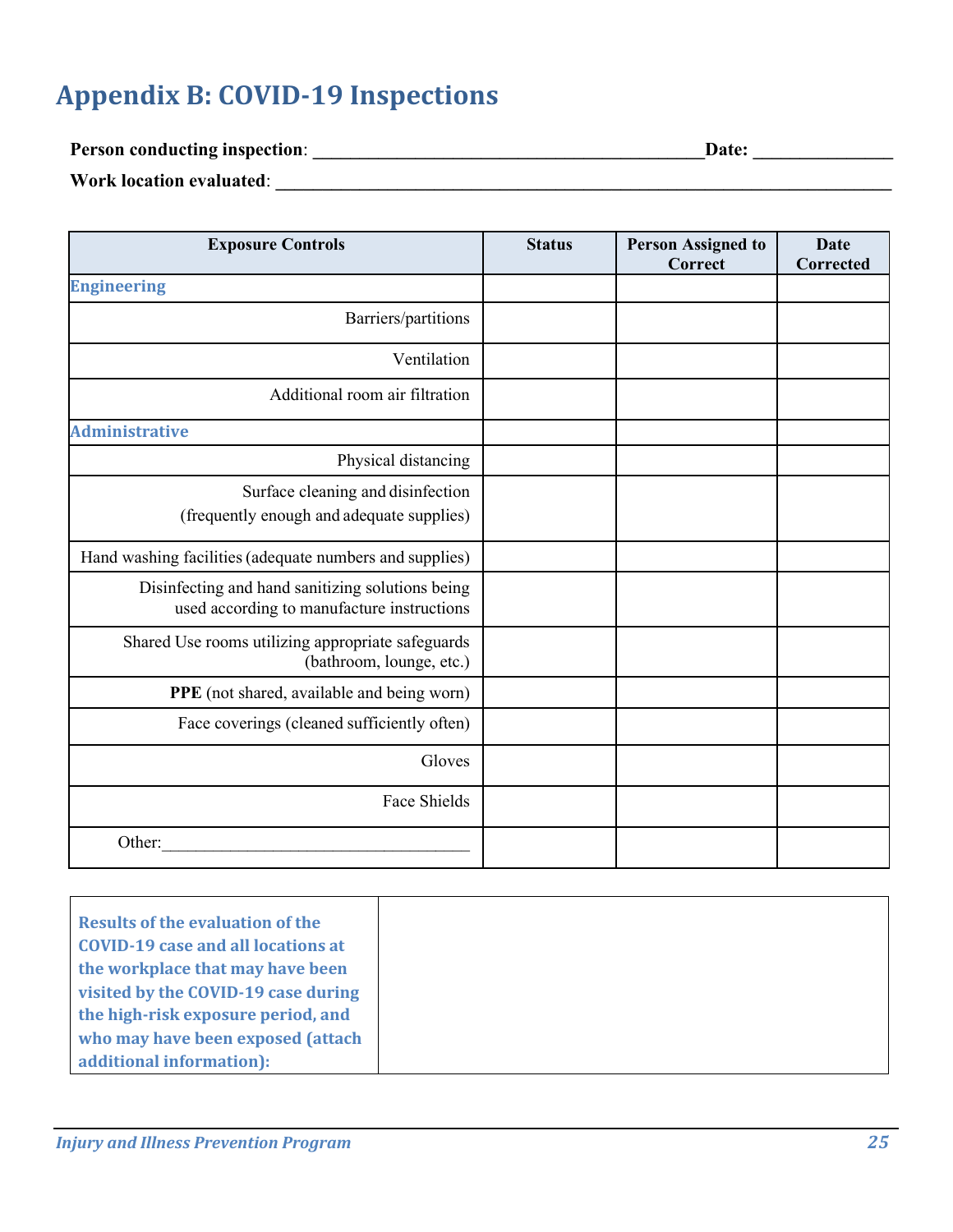# Appendix B: COVID-19 Inspections

**Person conducting inspection**: __________________________________________**Date:** _______________

**Work location evaluated**: _____________________________________________________________________

| Exposure Controls | Status | Person Assigned to Correct | Date Corrected |
|---|---|---|---|
| **Engineering** | | | |
| Barriers/partitions | | | |
| Ventilation | | | |
| Additional room air filtration | | | |
| **Administrative** | | | |
| Physical distancing | | | |
| Surface cleaning and disinfection (frequently enough and adequate supplies) | | | |
| Hand washing facilities (adequate numbers and supplies) | | | |
| Disinfecting and hand sanitizing solutions being used according to manufacture instructions | | | |
| Shared Use rooms utilizing appropriate safeguards (bathroom, lounge, etc.) | | | |
| **PPE** (not shared, available and being worn) | | | |
| Face coverings (cleaned sufficiently often) | | | |
| Gloves | | | |
| Face Shields | | | |
| Other:____________________________________ | | | |

| **Results of the evaluation of the COVID-19 case and all locations at the workplace that may have been visited by the COVID-19 case during the high-risk exposure period, and who may have been exposed (attach additional information):** | |
|---|---|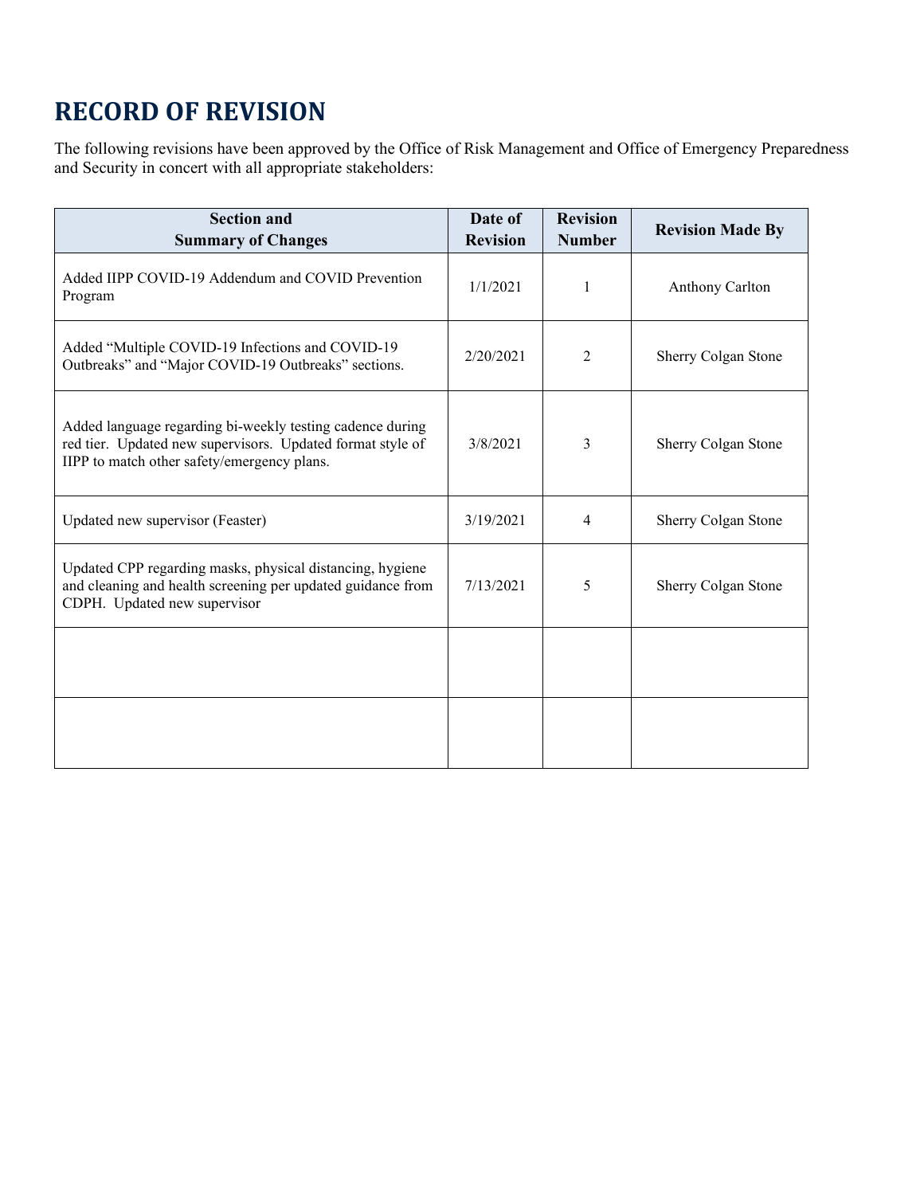# RECORD OF REVISION

The following revisions have been approved by the Office of Risk Management and Office of Emergency Preparedness and Security in concert with all appropriate stakeholders:

| Section and Summary of Changes | Date of Revision | Revision Number | Revision Made By |
|---|---|---|---|
| Added IIPP COVID-19 Addendum and COVID Prevention Program | 1/1/2021 | 1 | Anthony Carlton |
| Added “Multiple COVID-19 Infections and COVID-19 Outbreaks” and “Major COVID-19 Outbreaks” sections. | 2/20/2021 | 2 | Sherry Colgan Stone |
| Added language regarding bi-weekly testing cadence during red tier. Updated new supervisors. Updated format style of IIPP to match other safety/emergency plans. | 3/8/2021 | 3 | Sherry Colgan Stone |
| Updated new supervisor (Feaster) | 3/19/2021 | 4 | Sherry Colgan Stone |
| Updated CPP regarding masks, physical distancing, hygiene and cleaning and health screening per updated guidance from CDPH. Updated new supervisor | 7/13/2021 | 5 | Sherry Colgan Stone |
| | | | |
| | | | |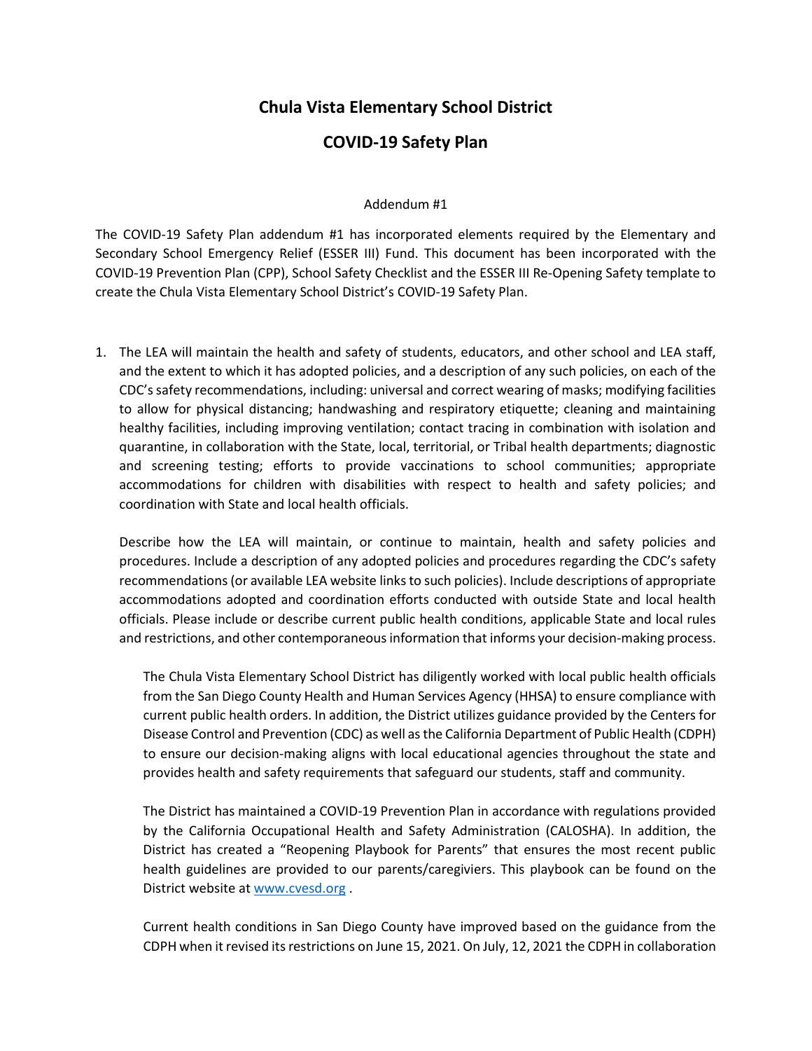# Chula Vista Elementary School District

## COVID-19 Safety Plan

Addendum #1

The COVID-19 Safety Plan addendum #1 has incorporated elements required by the Elementary and Secondary School Emergency Relief (ESSER III) Fund. This document has been incorporated with the COVID-19 Prevention Plan (CPP), School Safety Checklist and the ESSER III Re-Opening Safety template to create the Chula Vista Elementary School District's COVID-19 Safety Plan.

1. The LEA will maintain the health and safety of students, educators, and other school and LEA staff, and the extent to which it has adopted policies, and a description of any such policies, on each of the CDC's safety recommendations, including: universal and correct wearing of masks; modifying facilities to allow for physical distancing; handwashing and respiratory etiquette; cleaning and maintaining healthy facilities, including improving ventilation; contact tracing in combination with isolation and quarantine, in collaboration with the State, local, territorial, or Tribal health departments; diagnostic and screening testing; efforts to provide vaccinations to school communities; appropriate accommodations for children with disabilities with respect to health and safety policies; and coordination with State and local health officials.

   Describe how the LEA will maintain, or continue to maintain, health and safety policies and procedures. Include a description of any adopted policies and procedures regarding the CDC's safety recommendations (or available LEA website links to such policies). Include descriptions of appropriate accommodations adopted and coordination efforts conducted with outside State and local health officials. Please include or describe current public health conditions, applicable State and local rules and restrictions, and other contemporaneous information that informs your decision-making process.

   The Chula Vista Elementary School District has diligently worked with local public health officials from the San Diego County Health and Human Services Agency (HHSA) to ensure compliance with current public health orders. In addition, the District utilizes guidance provided by the Centers for Disease Control and Prevention (CDC) as well as the California Department of Public Health (CDPH) to ensure our decision-making aligns with local educational agencies throughout the state and provides health and safety requirements that safeguard our students, staff and community.

   The District has maintained a COVID-19 Prevention Plan in accordance with regulations provided by the California Occupational Health and Safety Administration (CALOSHA). In addition, the District has created a "Reopening Playbook for Parents" that ensures the most recent public health guidelines are provided to our parents/caregiviers. This playbook can be found on the District website at www.cvesd.org .

   Current health conditions in San Diego County have improved based on the guidance from the CDPH when it revised its restrictions on June 15, 2021. On July, 12, 2021 the CDPH in collaboration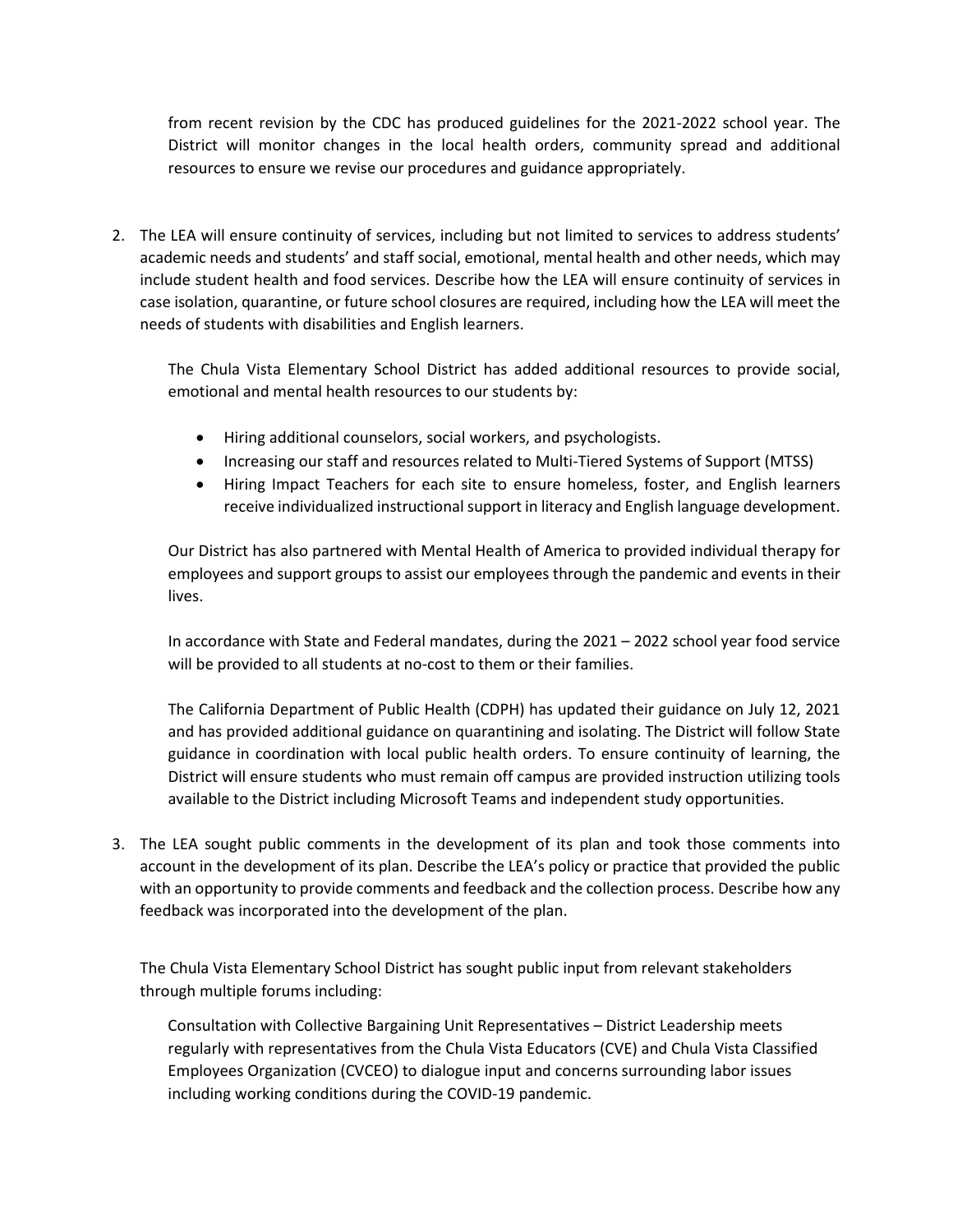from recent revision by the CDC has produced guidelines for the 2021-2022 school year. The District will monitor changes in the local health orders, community spread and additional resources to ensure we revise our procedures and guidance appropriately.

2. The LEA will ensure continuity of services, including but not limited to services to address students' academic needs and students' and staff social, emotional, mental health and other needs, which may include student health and food services. Describe how the LEA will ensure continuity of services in case isolation, quarantine, or future school closures are required, including how the LEA will meet the needs of students with disabilities and English learners.

   The Chula Vista Elementary School District has added additional resources to provide social, emotional and mental health resources to our students by:

   - Hiring additional counselors, social workers, and psychologists.
   - Increasing our staff and resources related to Multi-Tiered Systems of Support (MTSS)
   - Hiring Impact Teachers for each site to ensure homeless, foster, and English learners receive individualized instructional support in literacy and English language development.

   Our District has also partnered with Mental Health of America to provided individual therapy for employees and support groups to assist our employees through the pandemic and events in their lives.

   In accordance with State and Federal mandates, during the 2021 – 2022 school year food service will be provided to all students at no-cost to them or their families.

   The California Department of Public Health (CDPH) has updated their guidance on July 12, 2021 and has provided additional guidance on quarantining and isolating. The District will follow State guidance in coordination with local public health orders. To ensure continuity of learning, the District will ensure students who must remain off campus are provided instruction utilizing tools available to the District including Microsoft Teams and independent study opportunities.

3. The LEA sought public comments in the development of its plan and took those comments into account in the development of its plan. Describe the LEA's policy or practice that provided the public with an opportunity to provide comments and feedback and the collection process. Describe how any feedback was incorporated into the development of the plan.

   The Chula Vista Elementary School District has sought public input from relevant stakeholders through multiple forums including:

   Consultation with Collective Bargaining Unit Representatives – District Leadership meets regularly with representatives from the Chula Vista Educators (CVE) and Chula Vista Classified Employees Organization (CVCEO) to dialogue input and concerns surrounding labor issues including working conditions during the COVID-19 pandemic.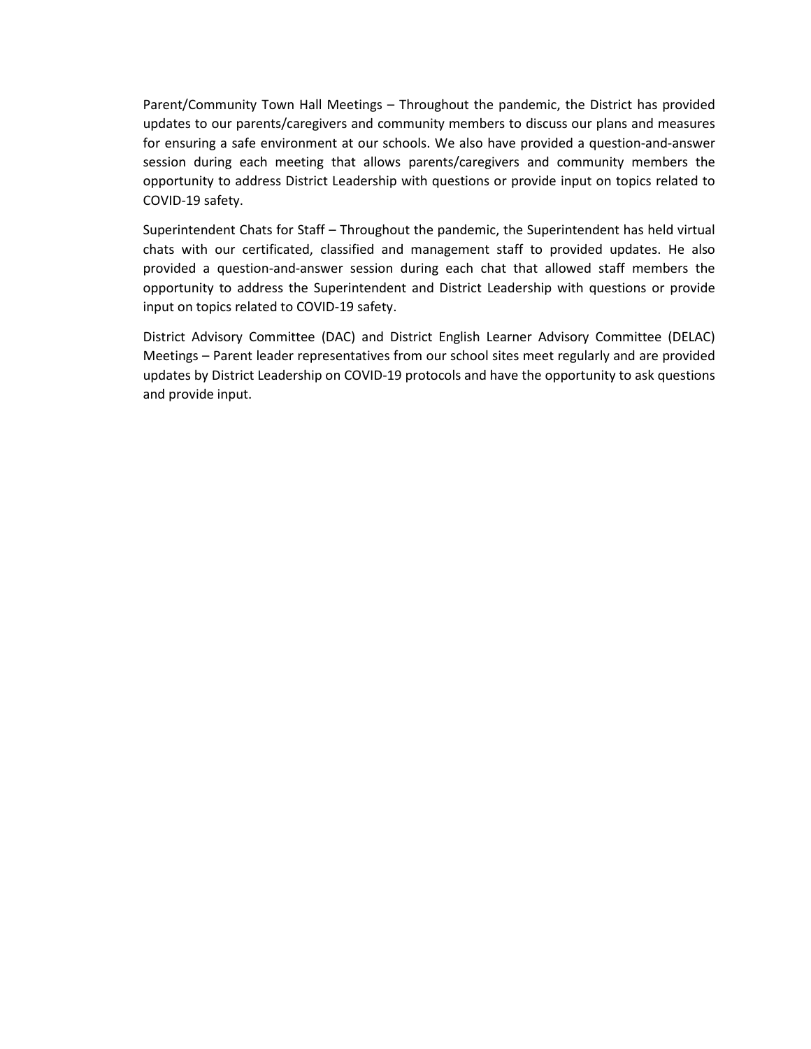Parent/Community Town Hall Meetings – Throughout the pandemic, the District has provided updates to our parents/caregivers and community members to discuss our plans and measures for ensuring a safe environment at our schools. We also have provided a question-and-answer session during each meeting that allows parents/caregivers and community members the opportunity to address District Leadership with questions or provide input on topics related to COVID-19 safety.

Superintendent Chats for Staff – Throughout the pandemic, the Superintendent has held virtual chats with our certificated, classified and management staff to provided updates. He also provided a question-and-answer session during each chat that allowed staff members the opportunity to address the Superintendent and District Leadership with questions or provide input on topics related to COVID-19 safety.

District Advisory Committee (DAC) and District English Learner Advisory Committee (DELAC) Meetings – Parent leader representatives from our school sites meet regularly and are provided updates by District Leadership on COVID-19 protocols and have the opportunity to ask questions and provide input.